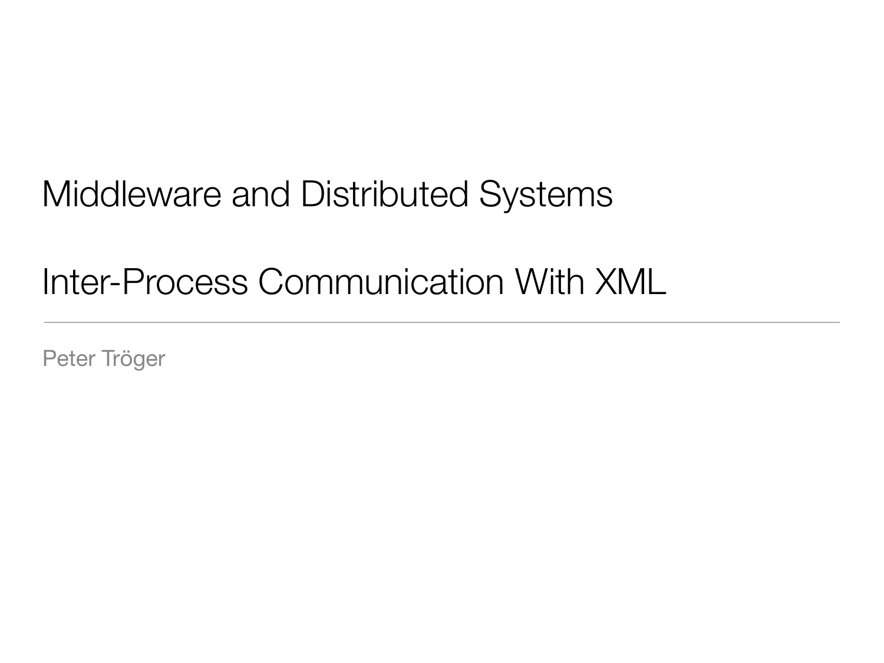# Middleware and Distributed Systems

# Inter-Process Communication With XML

---

Peter Tröger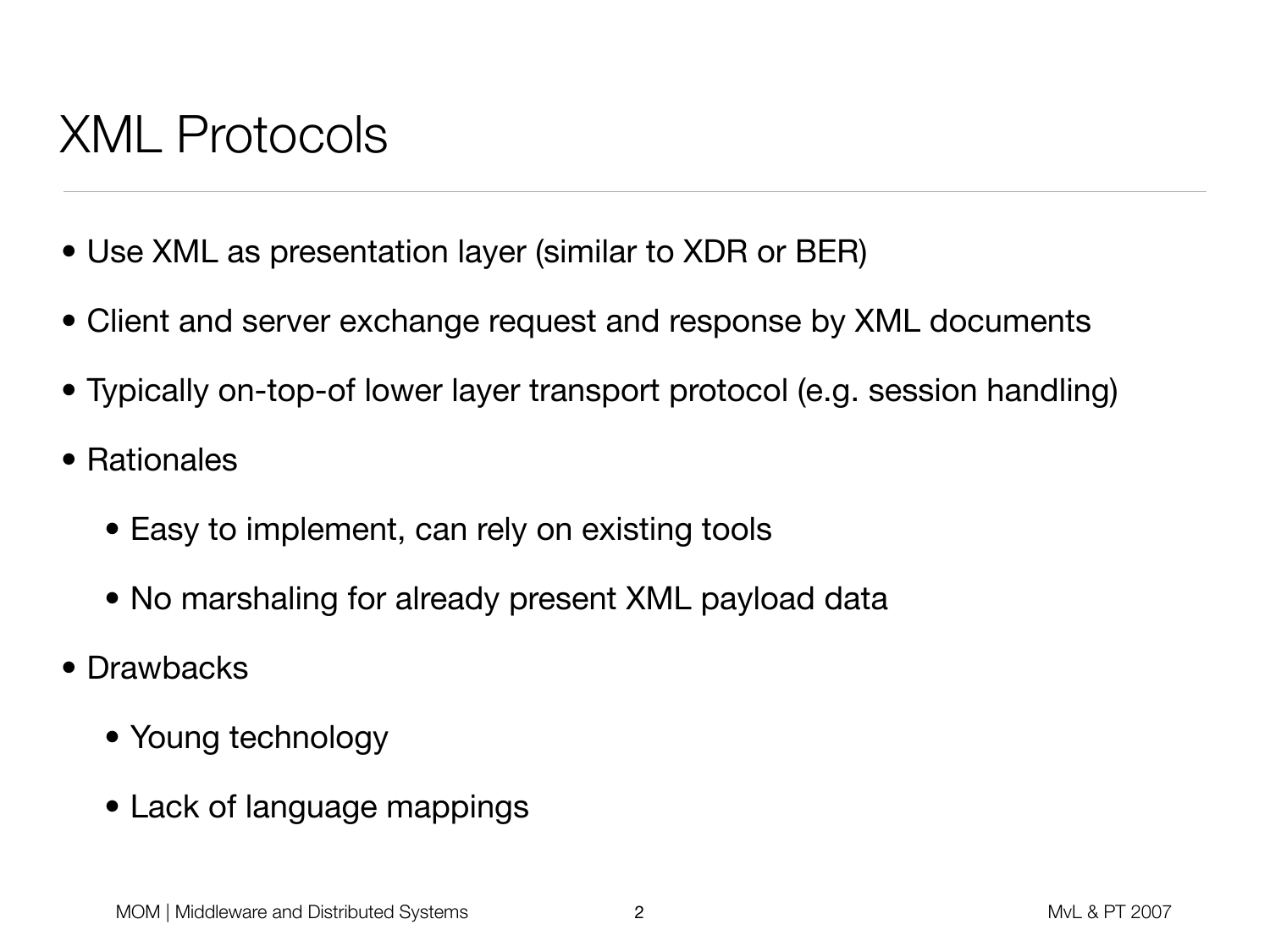# XML Protocols

- Use XML as presentation layer (similar to XDR or BER)
- Client and server exchange request and response by XML documents
- Typically on-top-of lower layer transport protocol (e.g. session handling)
- Rationales
    - Easy to implement, can rely on existing tools
    - No marshaling for already present XML payload data
- Drawbacks
    - Young technology
    - Lack of language mappings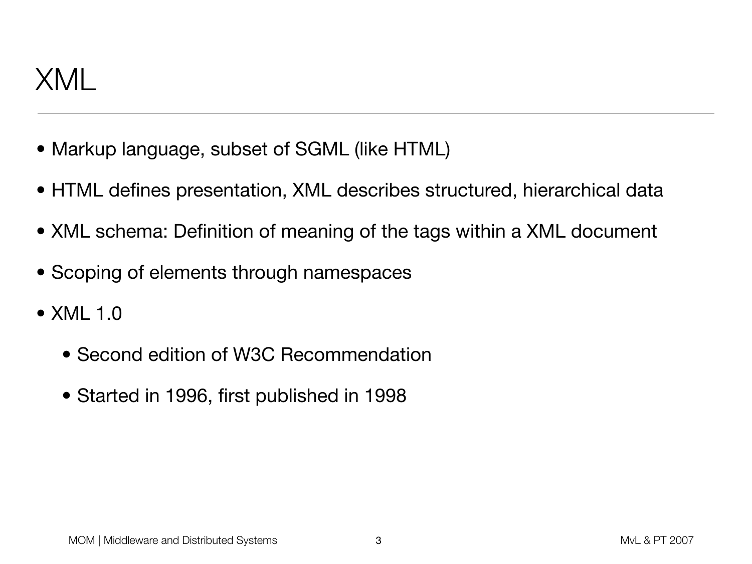# XML

- Markup language, subset of SGML (like HTML)
- HTML defines presentation, XML describes structured, hierarchical data
- XML schema: Definition of meaning of the tags within a XML document
- Scoping of elements through namespaces
- XML 1.0
    - Second edition of W3C Recommendation
    - Started in 1996, first published in 1998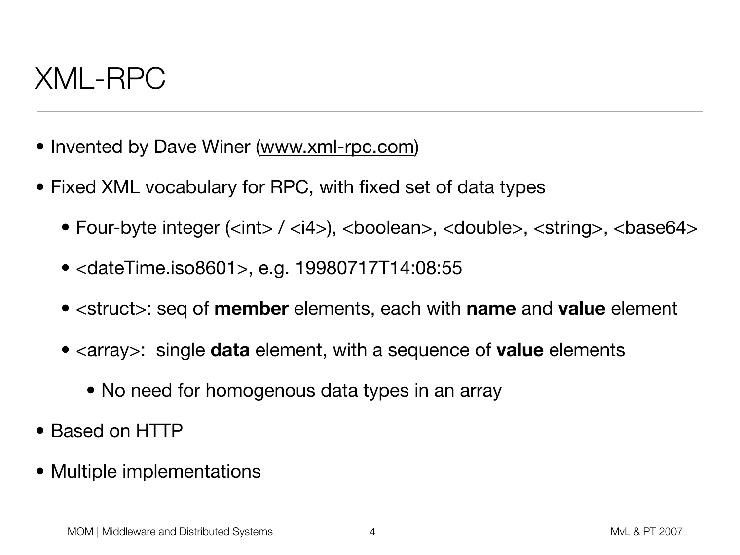# XML-RPC

- Invented by Dave Winer (www.xml-rpc.com)
- Fixed XML vocabulary for RPC, with fixed set of data types
  - Four-byte integer (<int> / <i4>), <boolean>, <double>, <string>, <base64>
  - <dateTime.iso8601>, e.g. 19980717T14:08:55
  - <struct>: seq of **member** elements, each with **name** and **value** element
  - <array>: single **data** element, with a sequence of **value** elements
    - No need for homogenous data types in an array
- Based on HTTP
- Multiple implementations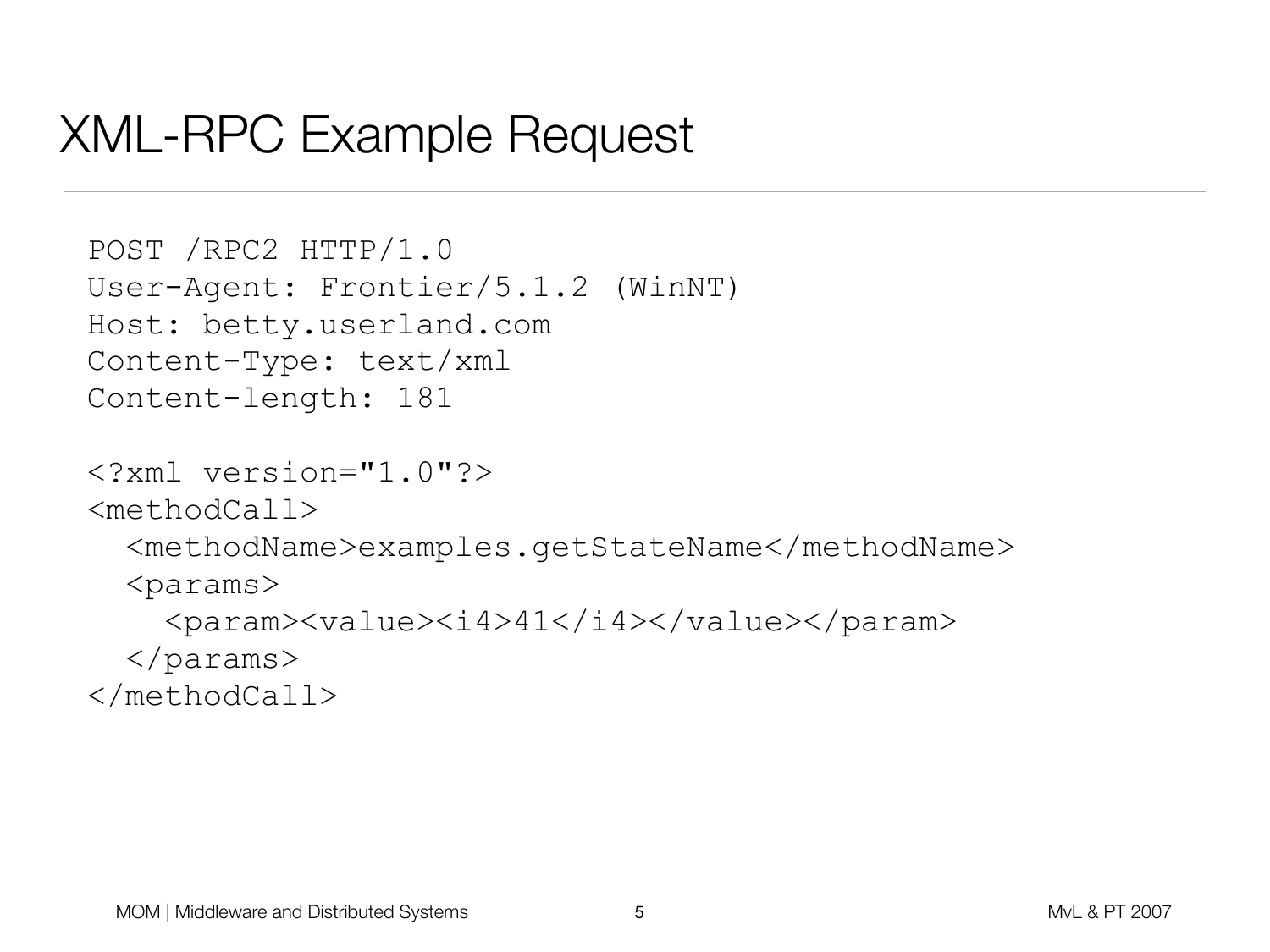# XML-RPC Example Request

```
POST /RPC2 HTTP/1.0
User-Agent: Frontier/5.1.2 (WinNT)
Host: betty.userland.com
Content-Type: text/xml
Content-length: 181

<?xml version="1.0"?>
<methodCall>
  <methodName>examples.getStateName</methodName>
  <params>
    <param><value><i4>41</i4></value></param>
  </params>
</methodCall>
```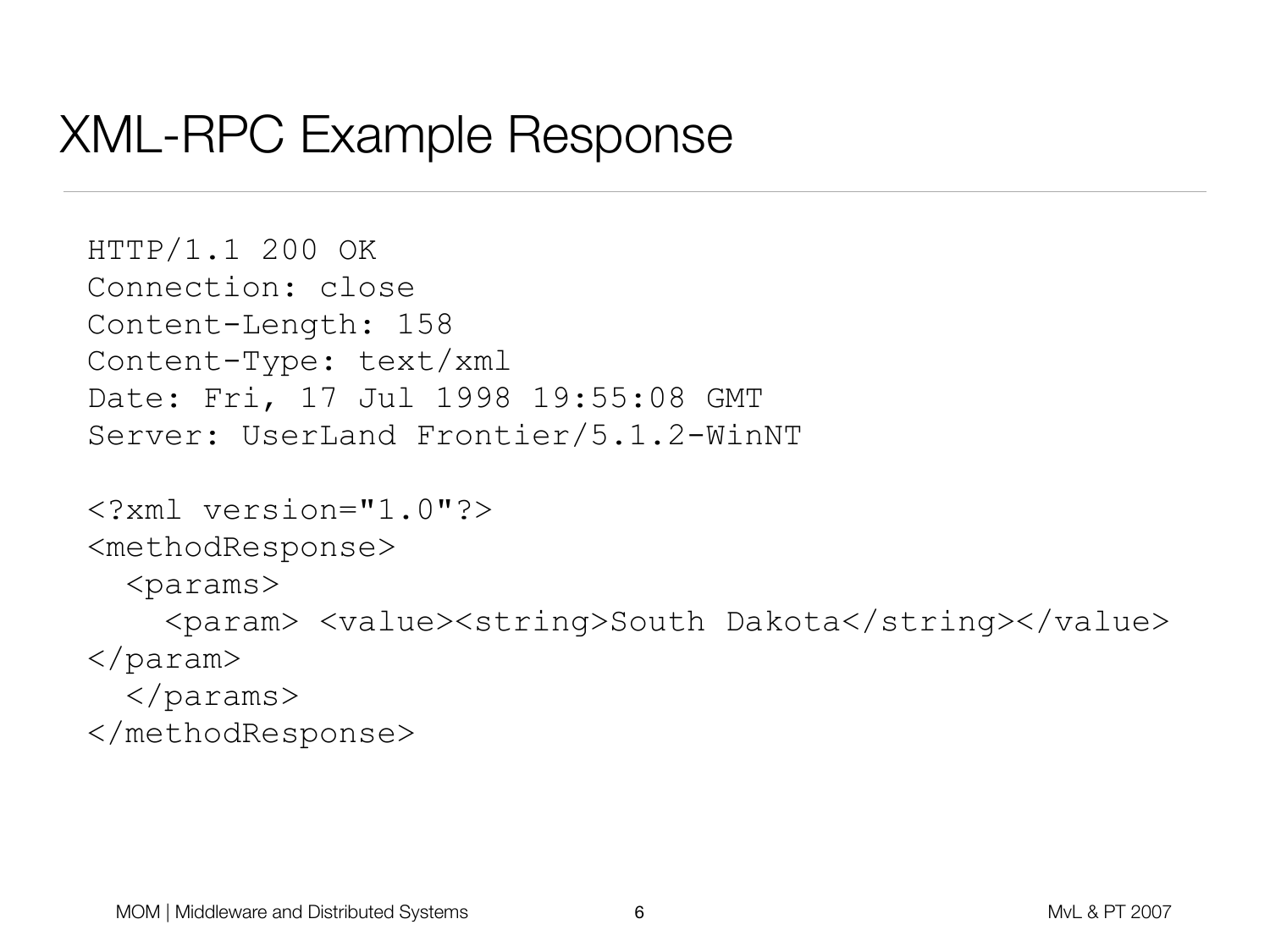# XML-RPC Example Response

```
HTTP/1.1 200 OK
Connection: close
Content-Length: 158
Content-Type: text/xml
Date: Fri, 17 Jul 1998 19:55:08 GMT
Server: UserLand Frontier/5.1.2-WinNT

<?xml version="1.0"?>
<methodResponse>
  <params>
    <param> <value><string>South Dakota</string></value>
</param>
  </params>
</methodResponse>
```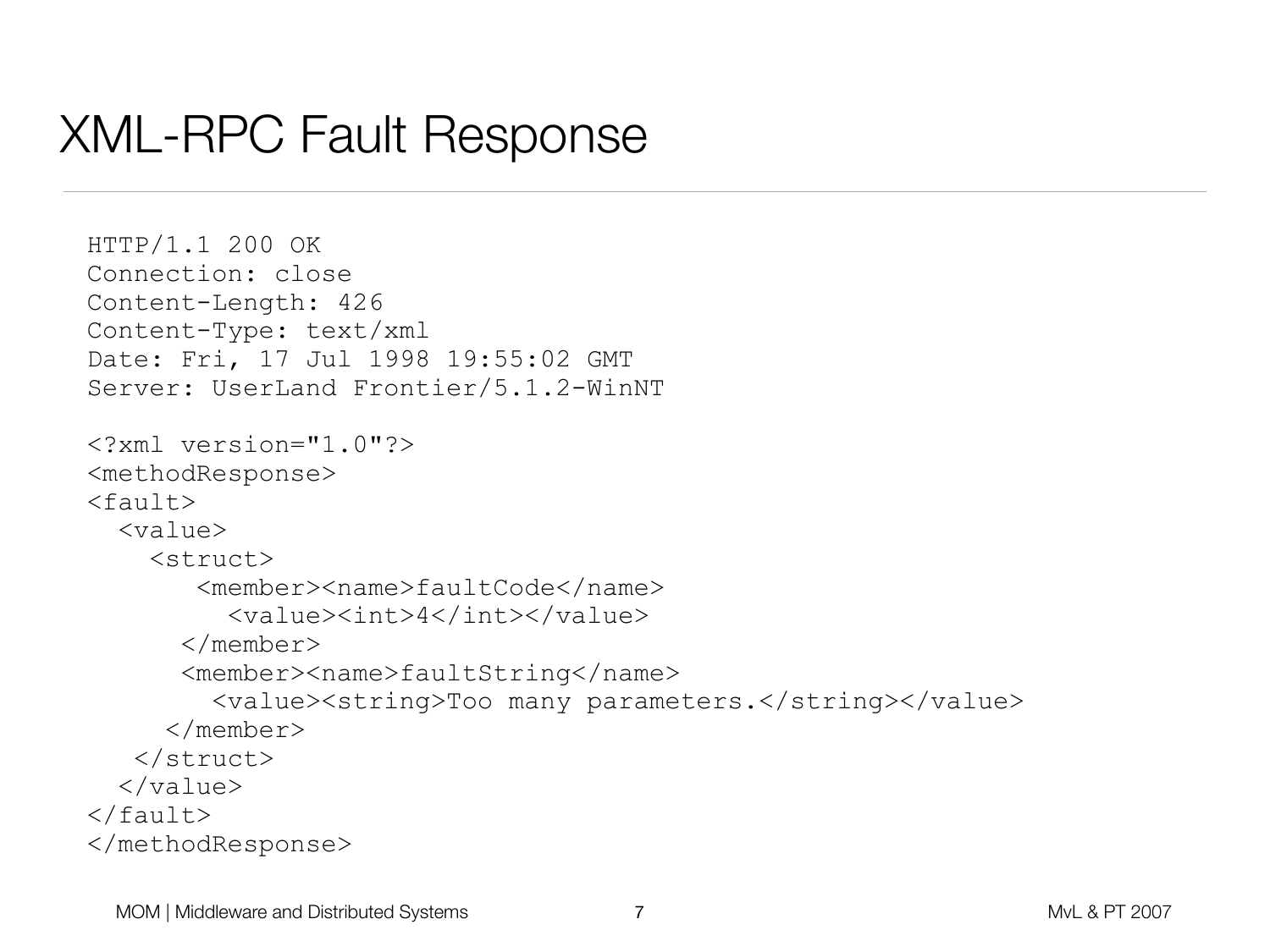# XML-RPC Fault Response

```
HTTP/1.1 200 OK
Connection: close
Content-Length: 426
Content-Type: text/xml
Date: Fri, 17 Jul 1998 19:55:02 GMT
Server: UserLand Frontier/5.1.2-WinNT

<?xml version="1.0"?>
<methodResponse>
<fault>
  <value>
    <struct>
       <member><name>faultCode</name>
         <value><int>4</int></value>
      </member>
      <member><name>faultString</name>
        <value><string>Too many parameters.</string></value>
     </member>
   </struct>
  </value>
</fault>
</methodResponse>
```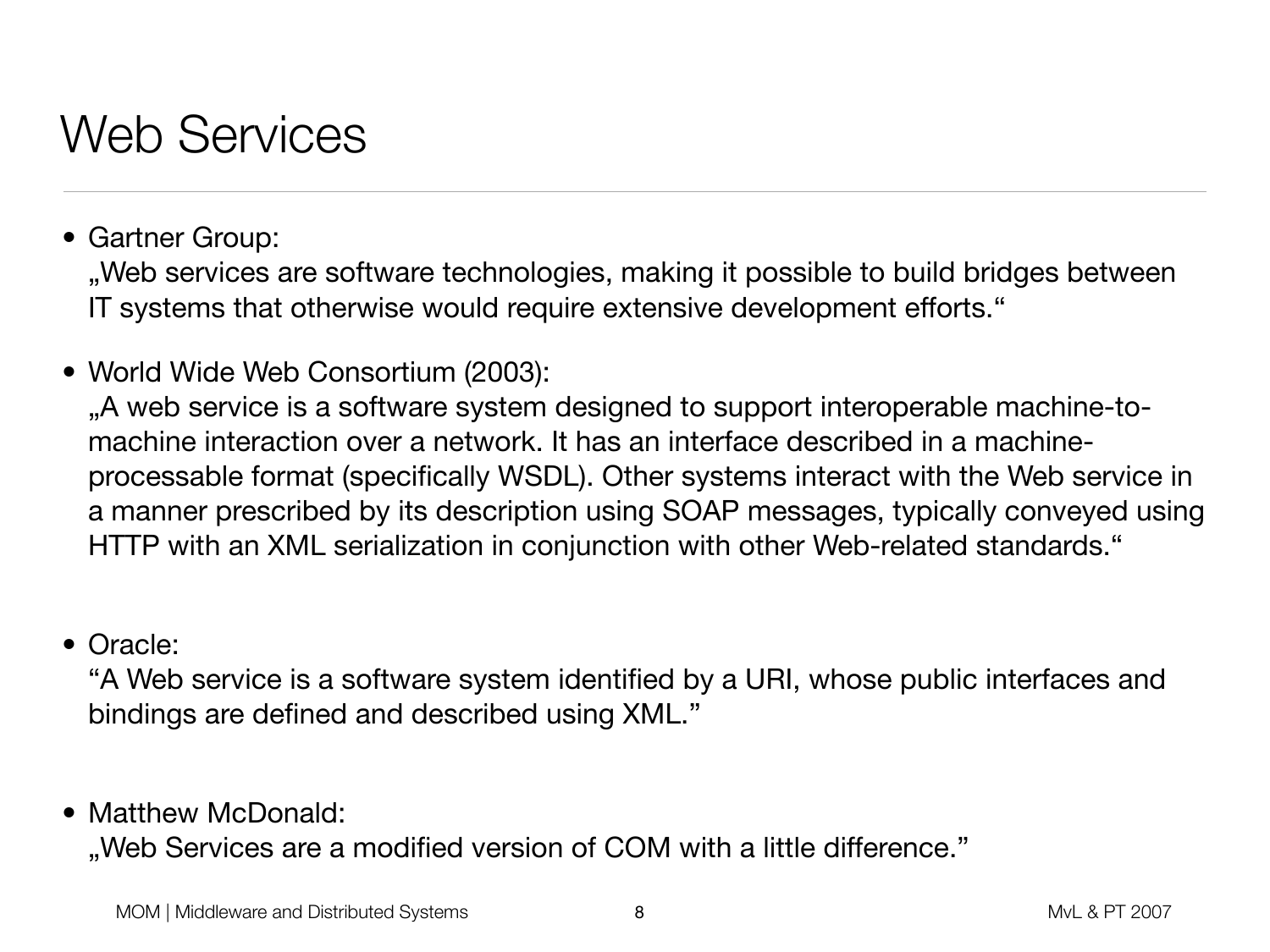# Web Services

- Gartner Group:
  „Web services are software technologies, making it possible to build bridges between IT systems that otherwise would require extensive development efforts."

- World Wide Web Consortium (2003):
  „A web service is a software system designed to support interoperable machine-to-machine interaction over a network. It has an interface described in a machine-processable format (specifically WSDL). Other systems interact with the Web service in a manner prescribed by its description using SOAP messages, typically conveyed using HTTP with an XML serialization in conjunction with other Web-related standards."

- Oracle:
  "A Web service is a software system identified by a URI, whose public interfaces and bindings are defined and described using XML."

- Matthew McDonald:
  „Web Services are a modified version of COM with a little difference."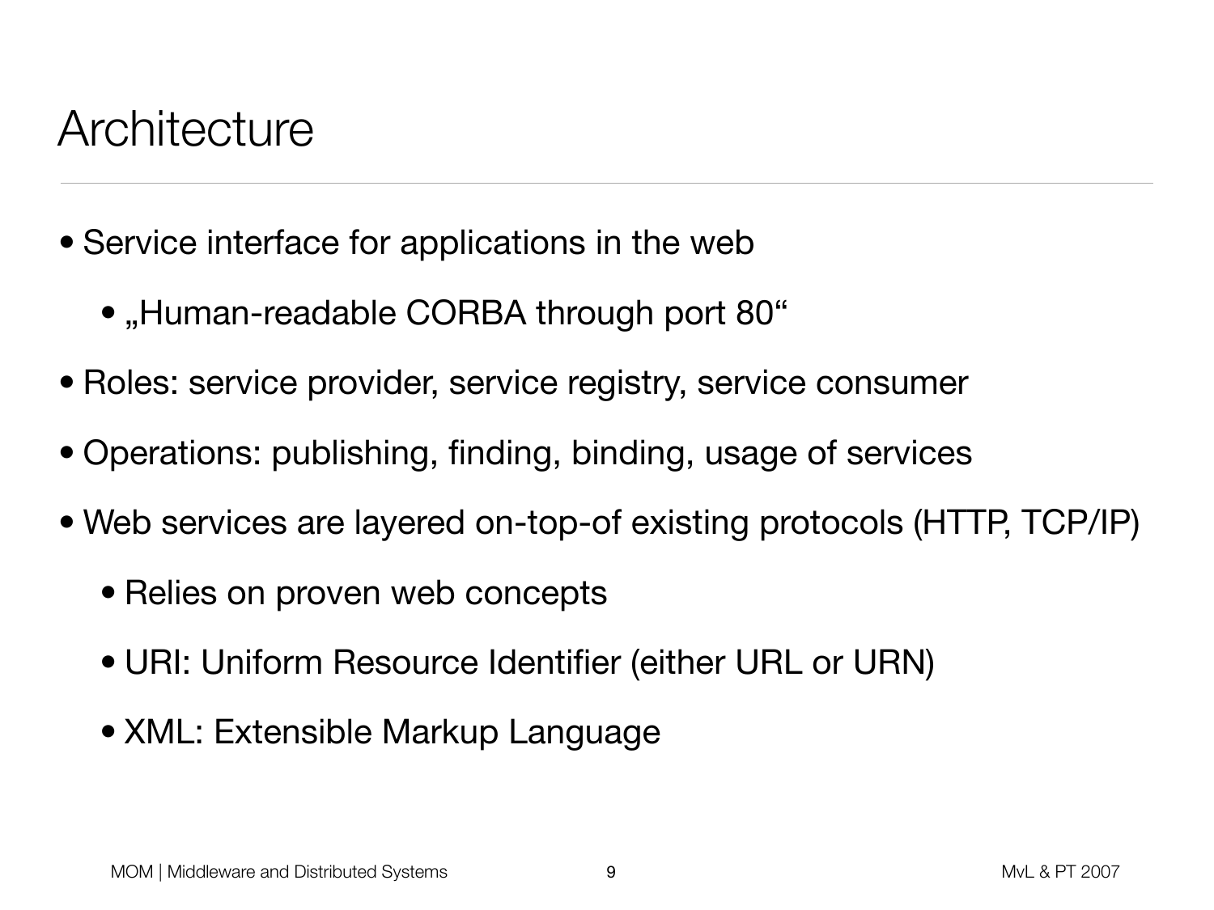# Architecture

- Service interface for applications in the web
  - „Human-readable CORBA through port 80“
- Roles: service provider, service registry, service consumer
- Operations: publishing, finding, binding, usage of services
- Web services are layered on-top-of existing protocols (HTTP, TCP/IP)
  - Relies on proven web concepts
  - URI: Uniform Resource Identifier (either URL or URN)
  - XML: Extensible Markup Language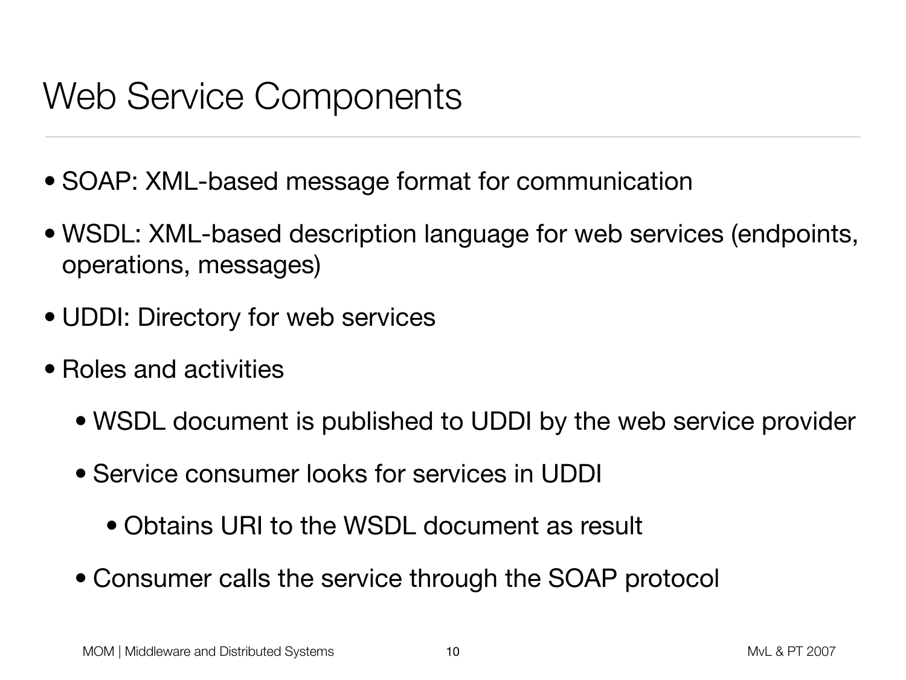# Web Service Components

- SOAP: XML-based message format for communication
- WSDL: XML-based description language for web services (endpoints, operations, messages)
- UDDI: Directory for web services
- Roles and activities
  - WSDL document is published to UDDI by the web service provider
  - Service consumer looks for services in UDDI
    - Obtains URI to the WSDL document as result
  - Consumer calls the service through the SOAP protocol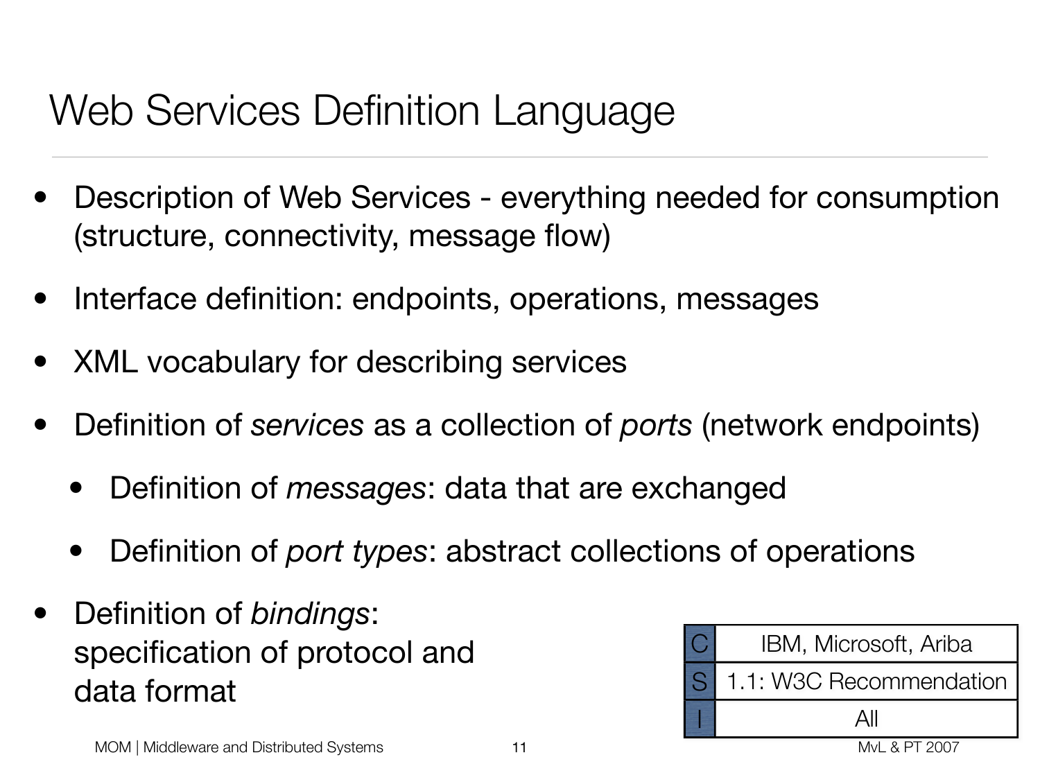# Web Services Definition Language

- Description of Web Services - everything needed for consumption (structure, connectivity, message flow)
- Interface definition: endpoints, operations, messages
- XML vocabulary for describing services
- Definition of *services* as a collection of *ports* (network endpoints)
  - Definition of *messages*: data that are exchanged
  - Definition of *port types*: abstract collections of operations
- Definition of *bindings*: specification of protocol and data format

| | |
|---|---|
| C | IBM, Microsoft, Ariba |
| S | 1.1: W3C Recommendation |
| I | All |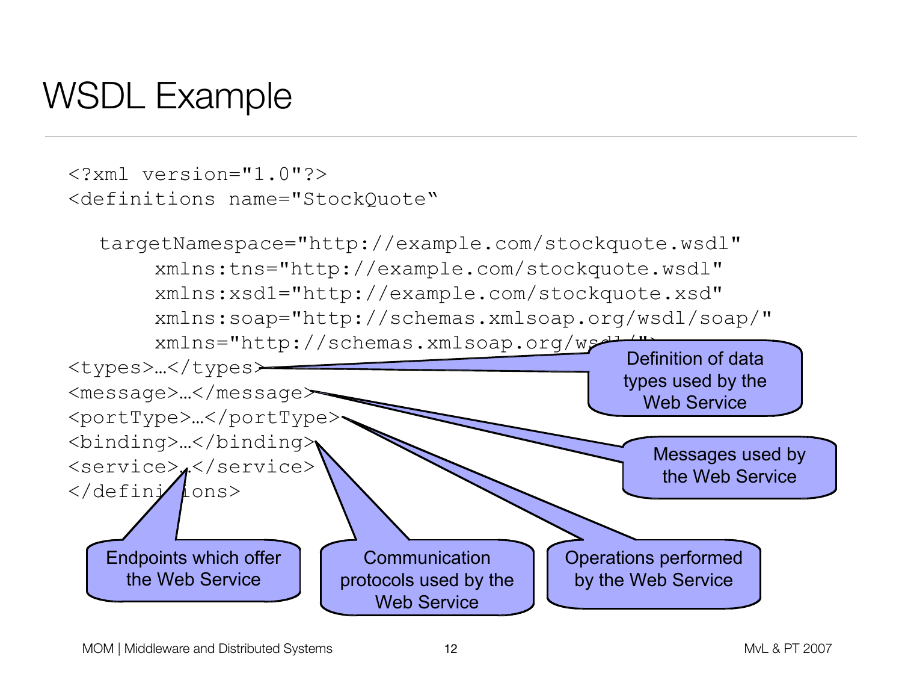# WSDL Example

```
<?xml version="1.0"?>
<definitions name="StockQuote"

   targetNamespace="http://example.com/stockquote.wsdl"
        xmlns:tns="http://example.com/stockquote.wsdl"
        xmlns:xsd1="http://example.com/stockquote.xsd"
        xmlns:soap="http://schemas.xmlsoap.org/wsdl/soap/"
        xmlns="http://schemas.xmlsoap.org/wsdl/">
<types>…</types>
<message>…</message>
<portType>…</portType>
<binding>…</binding>
<service>…</service>
</definitions>
```

- `<types>`: Definition of data types used by the Web Service
- `<message>`: Messages used by the Web Service
- `<portType>`: Operations performed by the Web Service
- `<binding>`: Communication protocols used by the Web Service
- `<service>`: Endpoints which offer the Web Service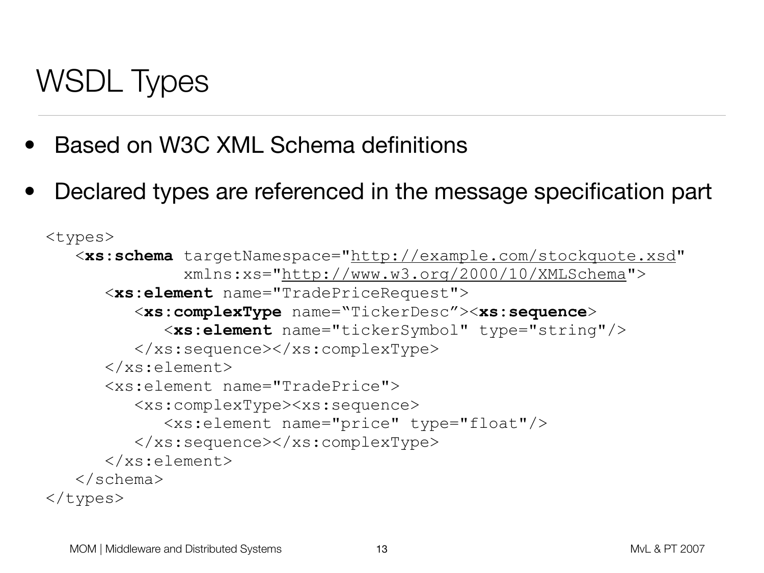# WSDL Types

- Based on W3C XML Schema definitions
- Declared types are referenced in the message specification part

```
<types>
   <xs:schema targetNamespace="http://example.com/stockquote.xsd"
              xmlns:xs="http://www.w3.org/2000/10/XMLSchema">
      <xs:element name="TradePriceRequest">
         <xs:complexType name="TickerDesc"><xs:sequence>
            <xs:element name="tickerSymbol" type="string"/>
         </xs:sequence></xs:complexType>
      </xs:element>
      <xs:element name="TradePrice">
         <xs:complexType><xs:sequence>
            <xs:element name="price" type="float"/>
         </xs:sequence></xs:complexType>
      </xs:element>
   </schema>
</types>
```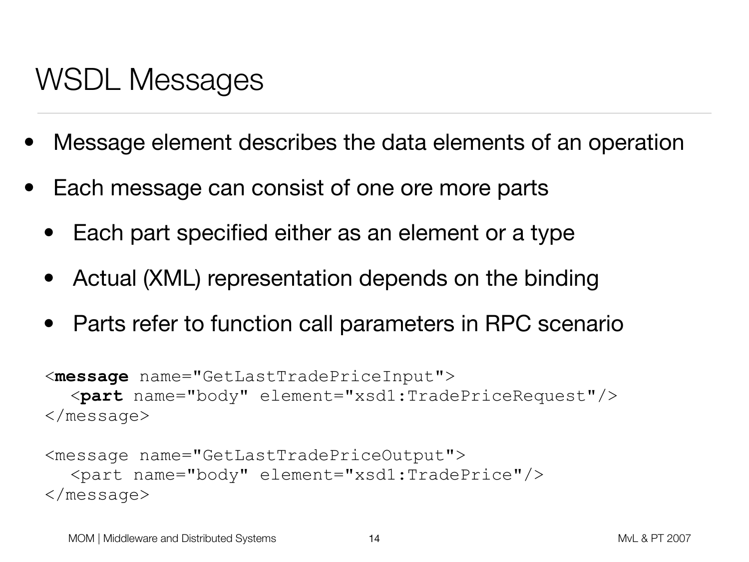# WSDL Messages

- Message element describes the data elements of an operation
- Each message can consist of one ore more parts
  - Each part specified either as an element or a type
  - Actual (XML) representation depends on the binding
  - Parts refer to function call parameters in RPC scenario

```
<message name="GetLastTradePriceInput">
   <part name="body" element="xsd1:TradePriceRequest"/>
</message>

<message name="GetLastTradePriceOutput">
   <part name="body" element="xsd1:TradePrice"/>
</message>
```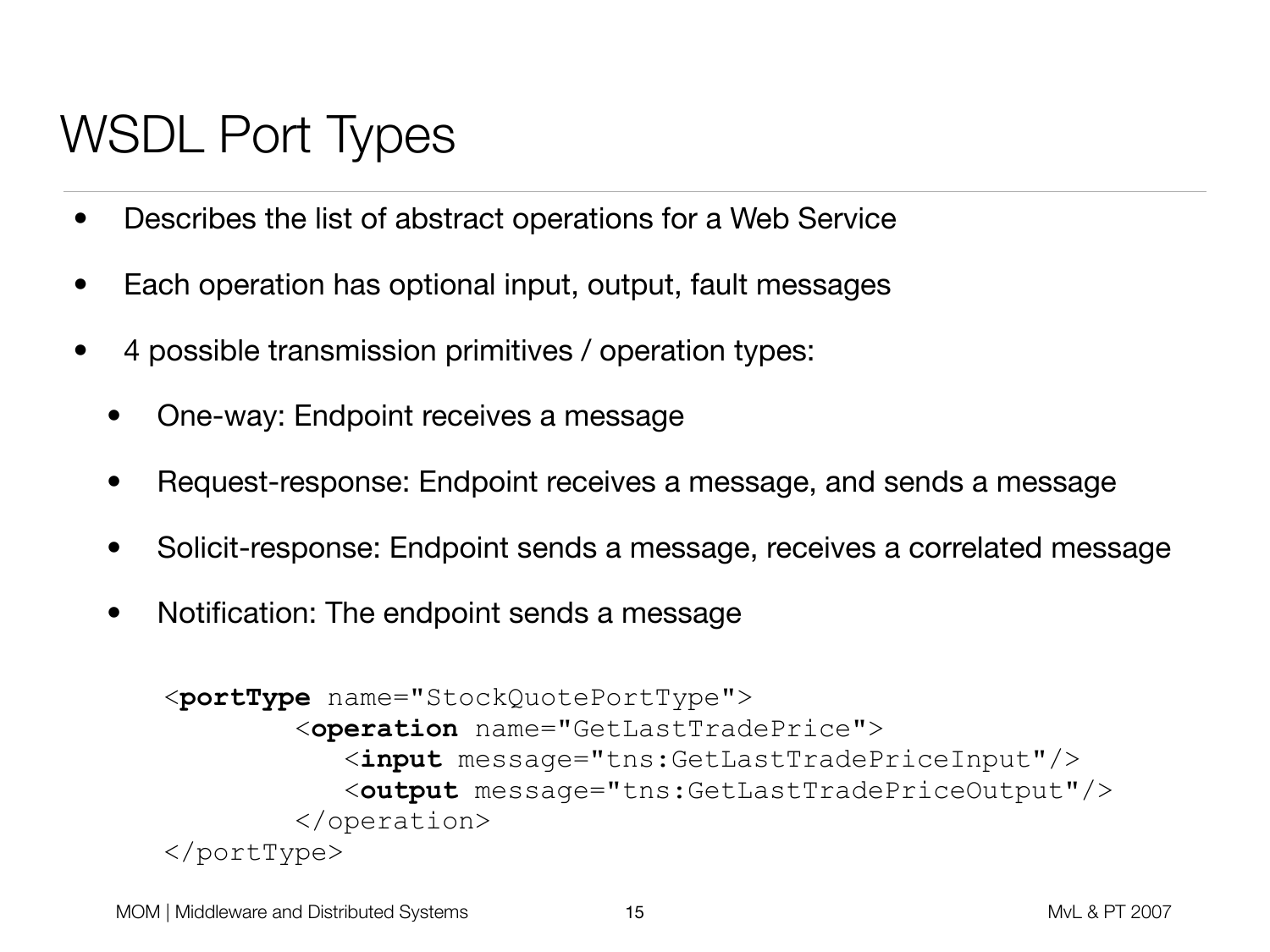# WSDL Port Types

- Describes the list of abstract operations for a Web Service
- Each operation has optional input, output, fault messages
- 4 possible transmission primitives / operation types:
  - One-way: Endpoint receives a message
  - Request-response: Endpoint receives a message, and sends a message
  - Solicit-response: Endpoint sends a message, receives a correlated message
  - Notification: The endpoint sends a message

```
<portType name="StockQuotePortType">
        <operation name="GetLastTradePrice">
           <input message="tns:GetLastTradePriceInput"/>
           <output message="tns:GetLastTradePriceOutput"/>
        </operation>
</portType>
```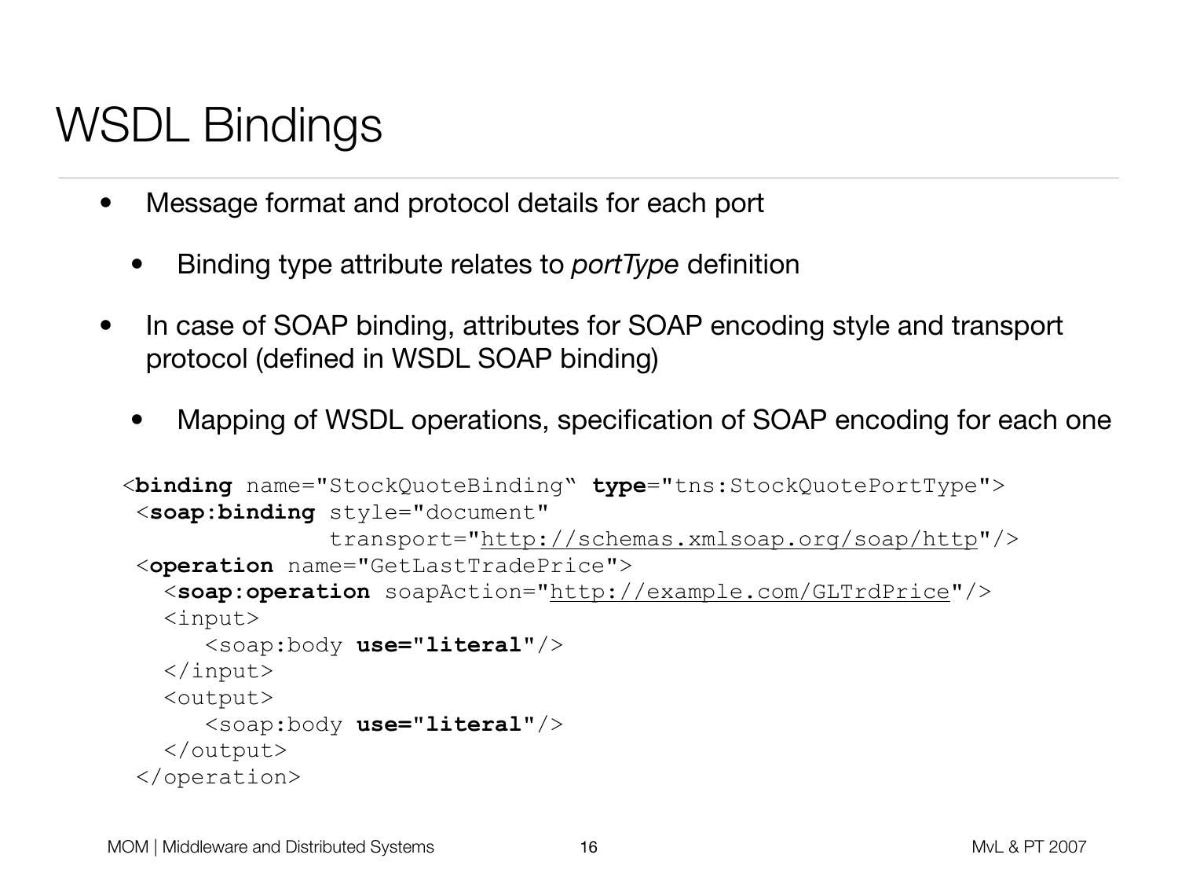# WSDL Bindings

- Message format and protocol details for each port
  - Binding type attribute relates to *portType* definition
- In case of SOAP binding, attributes for SOAP encoding style and transport protocol (defined in WSDL SOAP binding)
  - Mapping of WSDL operations, specification of SOAP encoding for each one

```
<binding name="StockQuoteBinding" type="tns:StockQuotePortType">
 <soap:binding style="document"
               transport="http://schemas.xmlsoap.org/soap/http"/>
 <operation name="GetLastTradePrice">
   <soap:operation soapAction="http://example.com/GLTrdPrice"/>
   <input>
      <soap:body use="literal"/>
   </input>
   <output>
      <soap:body use="literal"/>
   </output>
 </operation>
```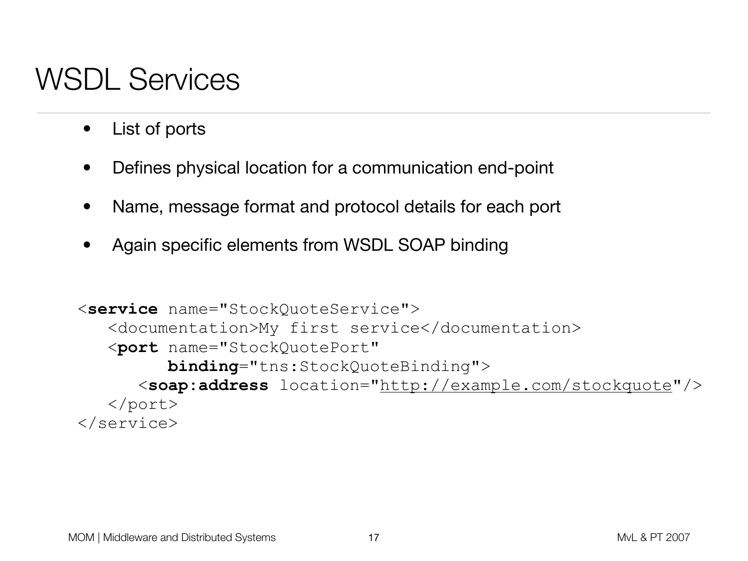# WSDL Services

- List of ports
- Defines physical location for a communication end-point
- Name, message format and protocol details for each port
- Again specific elements from WSDL SOAP binding

```
<service name="StockQuoteService">
   <documentation>My first service</documentation>
   <port name="StockQuotePort"
         binding="tns:StockQuoteBinding">
      <soap:address location="http://example.com/stockquote"/>
   </port>
</service>
```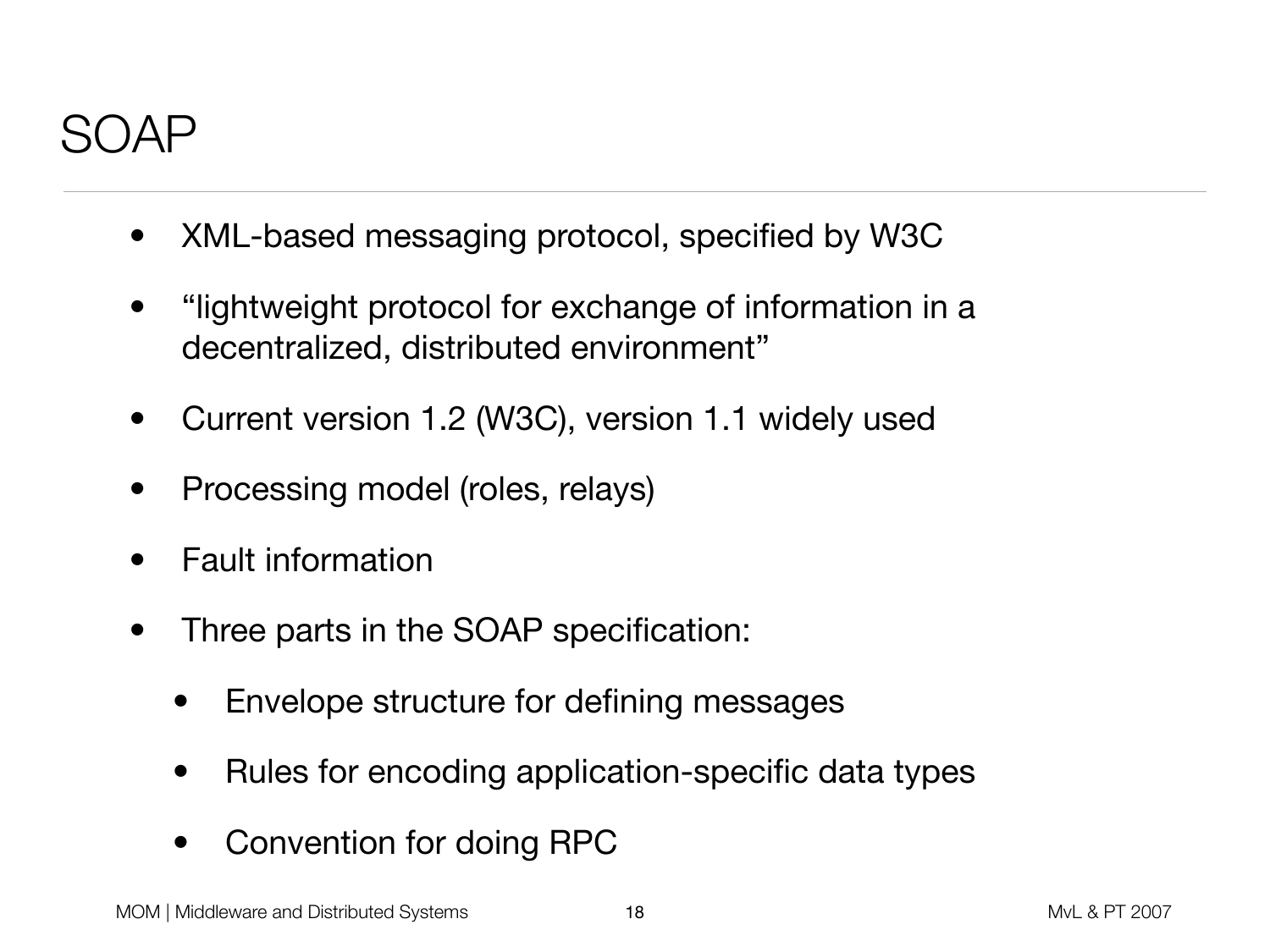# SOAP

- XML-based messaging protocol, specified by W3C
- “lightweight protocol for exchange of information in a decentralized, distributed environment”
- Current version 1.2 (W3C), version 1.1 widely used
- Processing model (roles, relays)
- Fault information
- Three parts in the SOAP specification:
  - Envelope structure for defining messages
  - Rules for encoding application-specific data types
  - Convention for doing RPC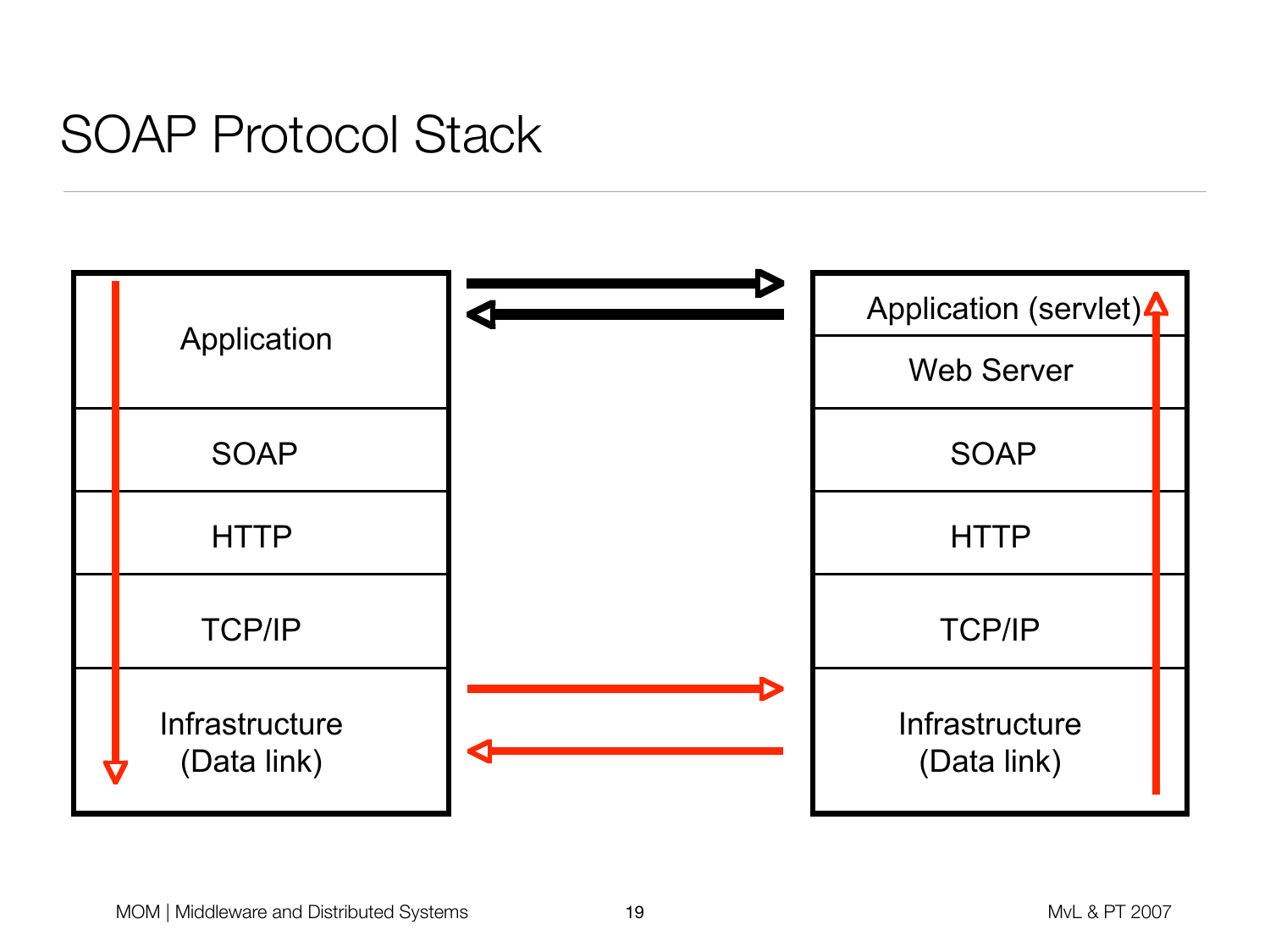# SOAP Protocol Stack

| Client | Server |
| --- | --- |
| Application | Application (servlet) |
| | Web Server |
| SOAP | SOAP |
| HTTP | HTTP |
| TCP/IP | TCP/IP |
| Infrastructure (Data link) | Infrastructure (Data link) |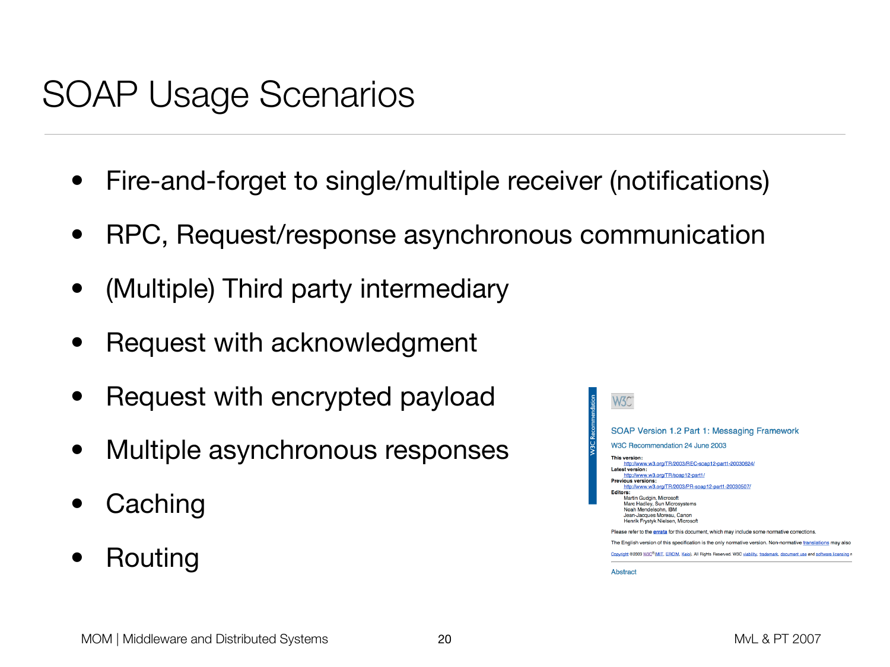# SOAP Usage Scenarios

- Fire-and-forget to single/multiple receiver (notifications)
- RPC, Request/response asynchronous communication
- (Multiple) Third party intermediary
- Request with acknowledgment
- Request with encrypted payload
- Multiple asynchronous responses
- Caching
- Routing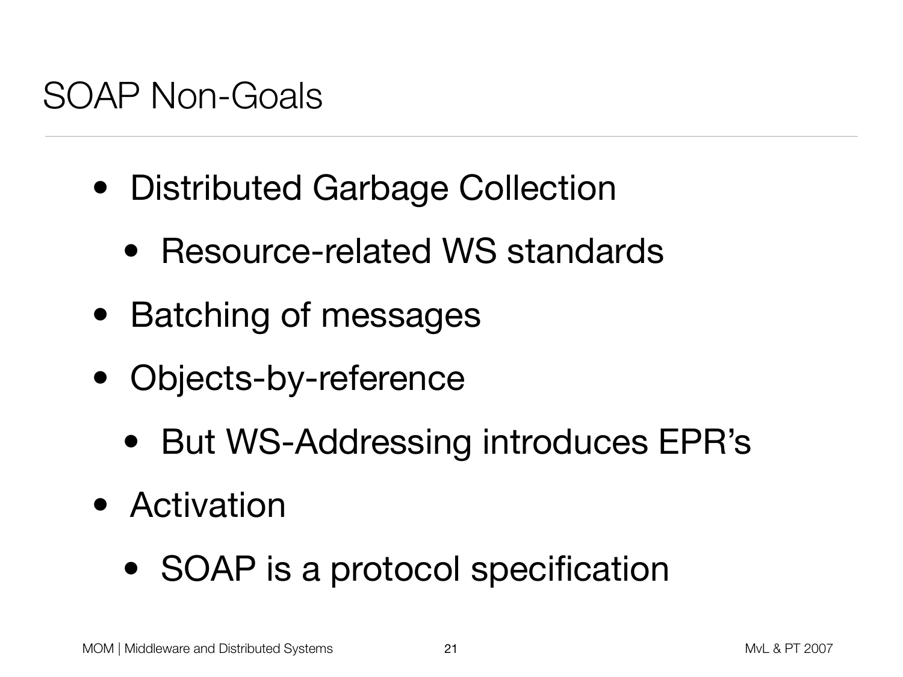# SOAP Non-Goals

- Distributed Garbage Collection
  - Resource-related WS standards
- Batching of messages
- Objects-by-reference
  - But WS-Addressing introduces EPR's
- Activation
  - SOAP is a protocol specification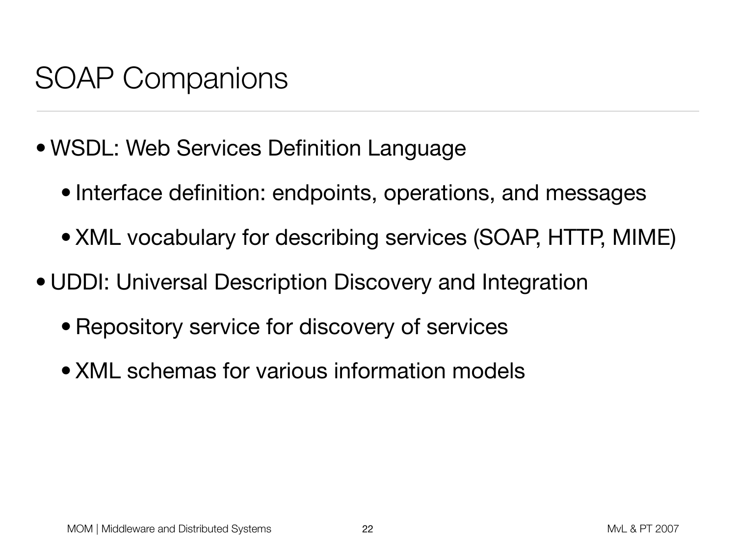# SOAP Companions

- WSDL: Web Services Definition Language
  - Interface definition: endpoints, operations, and messages
  - XML vocabulary for describing services (SOAP, HTTP, MIME)
- UDDI: Universal Description Discovery and Integration
  - Repository service for discovery of services
  - XML schemas for various information models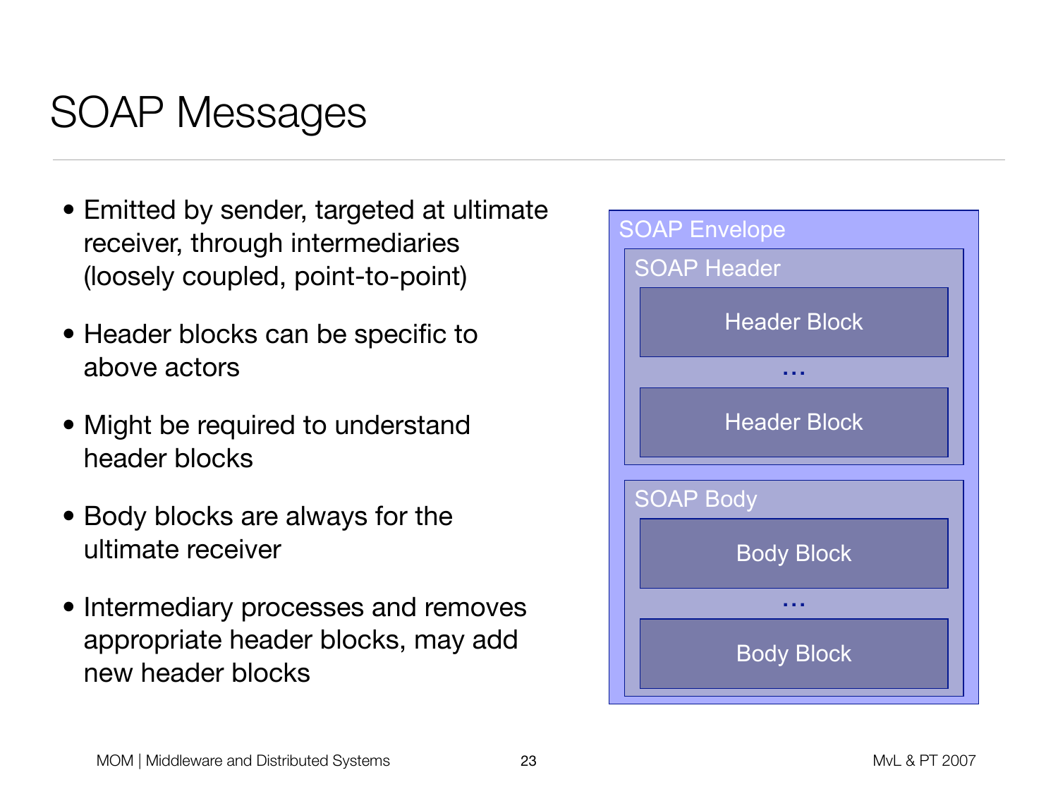# SOAP Messages

- Emitted by sender, targeted at ultimate receiver, through intermediaries (loosely coupled, point-to-point)
- Header blocks can be specific to above actors
- Might be required to understand header blocks
- Body blocks are always for the ultimate receiver
- Intermediary processes and removes appropriate header blocks, may add new header blocks

SOAP Envelope

SOAP Header

Header Block

...

Header Block

SOAP Body

Body Block

...

Body Block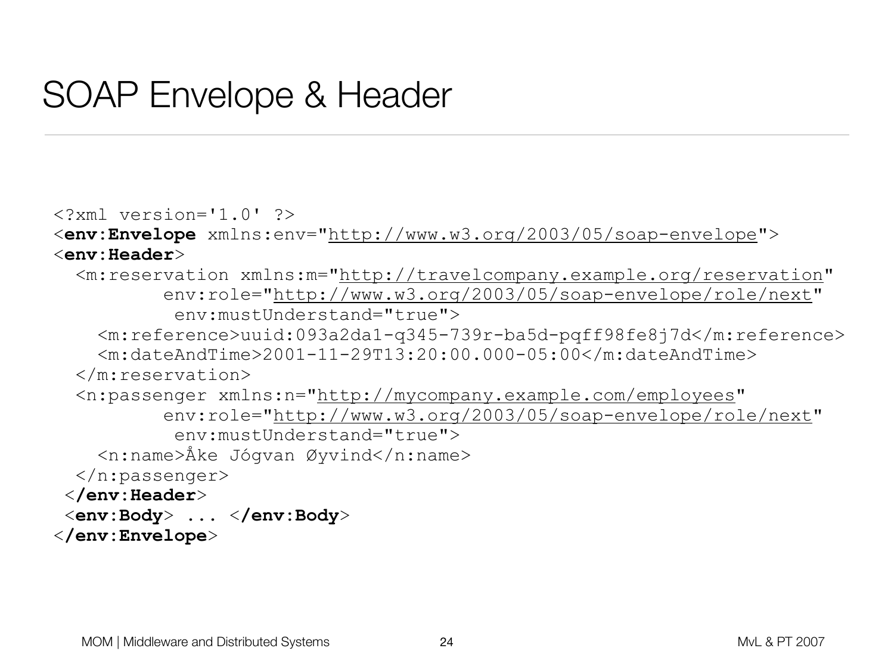# SOAP Envelope & Header

```
<?xml version='1.0' ?>
<env:Envelope xmlns:env="http://www.w3.org/2003/05/soap-envelope">
<env:Header>
  <m:reservation xmlns:m="http://travelcompany.example.org/reservation"
          env:role="http://www.w3.org/2003/05/soap-envelope/role/next"
           env:mustUnderstand="true">
    <m:reference>uuid:093a2da1-q345-739r-ba5d-pqff98fe8j7d</m:reference>
    <m:dateAndTime>2001-11-29T13:20:00.000-05:00</m:dateAndTime>
  </m:reservation>
  <n:passenger xmlns:n="http://mycompany.example.com/employees"
          env:role="http://www.w3.org/2003/05/soap-envelope/role/next"
           env:mustUnderstand="true">
    <n:name>Åke Jógvan Øyvind</n:name>
  </n:passenger>
 </env:Header>
 <env:Body> ... </env:Body>
</env:Envelope>
```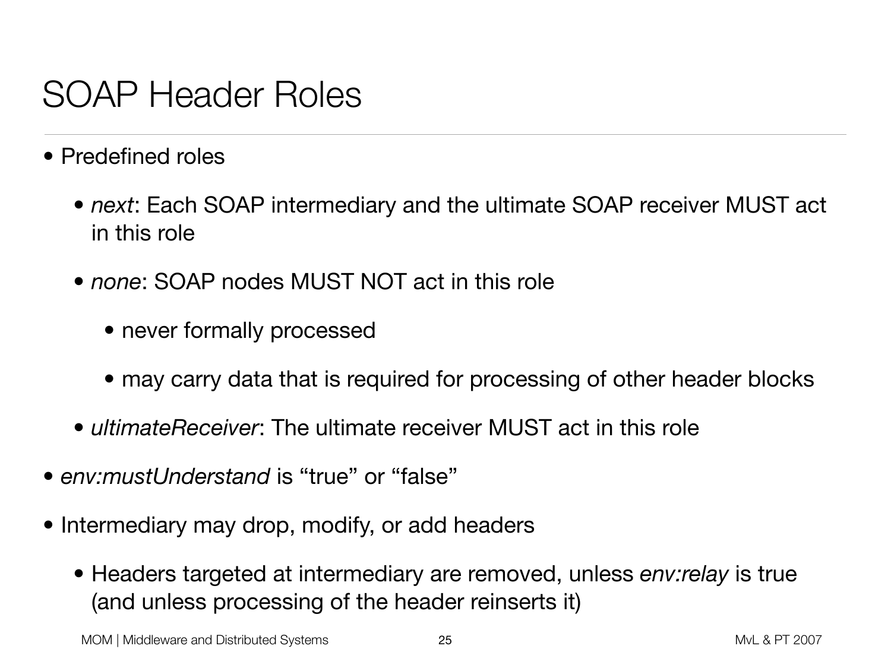# SOAP Header Roles

- Predefined roles
  - *next*: Each SOAP intermediary and the ultimate SOAP receiver MUST act in this role
  - *none*: SOAP nodes MUST NOT act in this role
    - never formally processed
    - may carry data that is required for processing of other header blocks
  - *ultimateReceiver*: The ultimate receiver MUST act in this role
- *env:mustUnderstand* is “true” or “false”
- Intermediary may drop, modify, or add headers
  - Headers targeted at intermediary are removed, unless *env:relay* is true (and unless processing of the header reinserts it)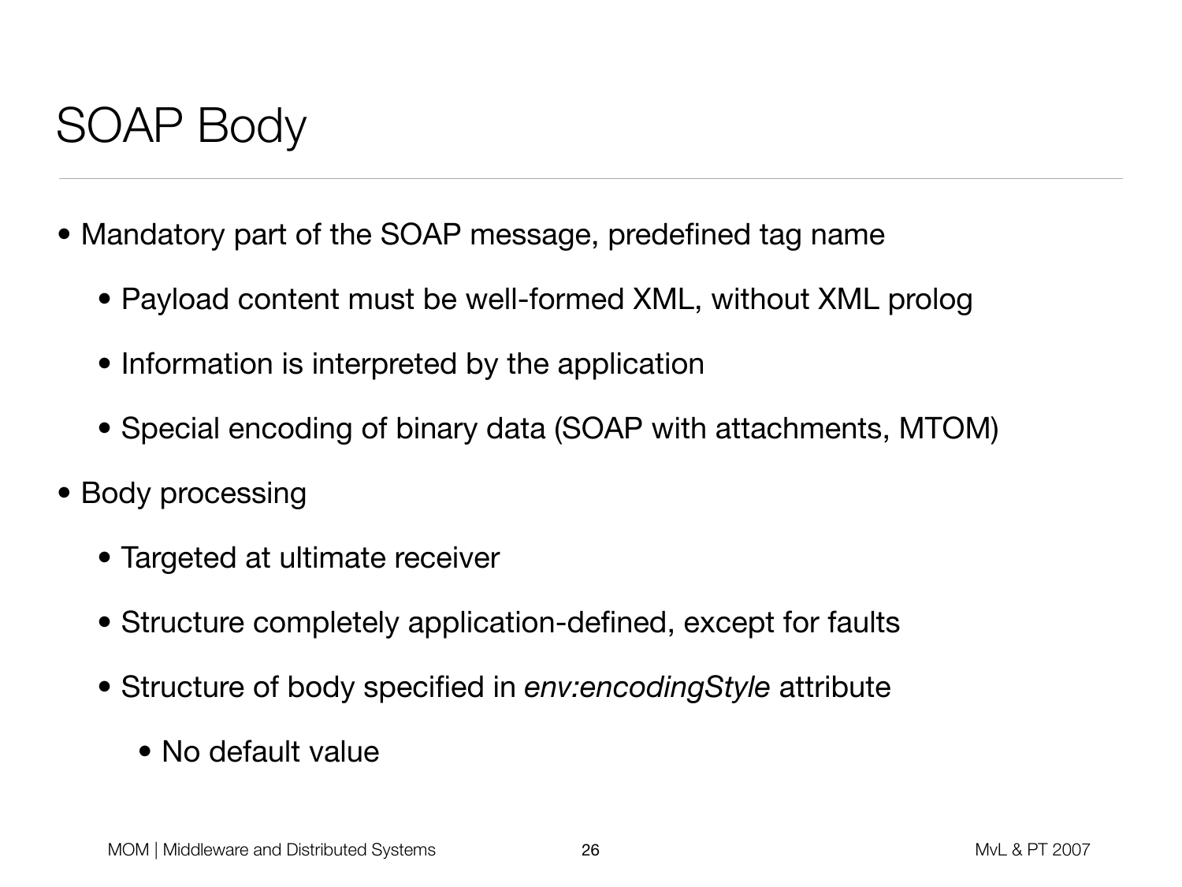# SOAP Body

- Mandatory part of the SOAP message, predefined tag name
  - Payload content must be well-formed XML, without XML prolog
  - Information is interpreted by the application
  - Special encoding of binary data (SOAP with attachments, MTOM)
- Body processing
  - Targeted at ultimate receiver
  - Structure completely application-defined, except for faults
  - Structure of body specified in *env:encodingStyle* attribute
    - No default value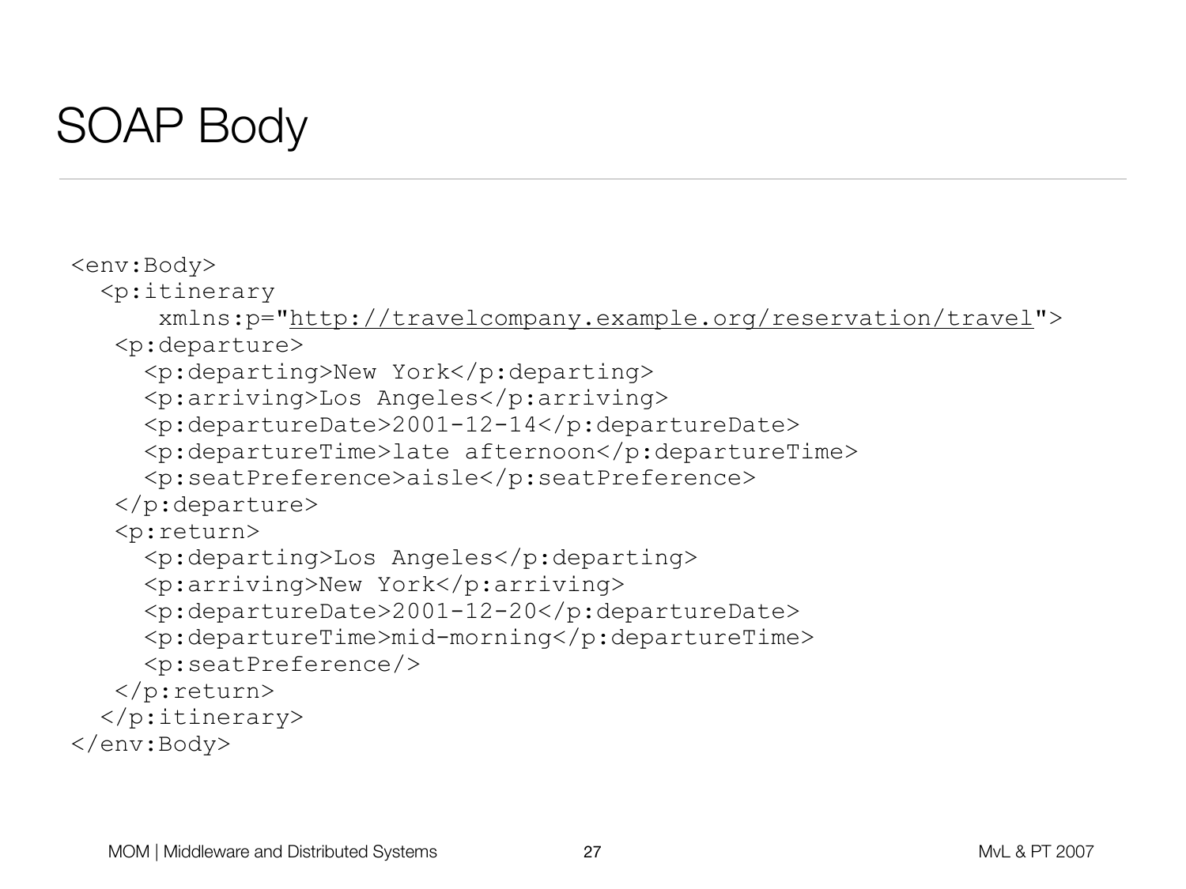# SOAP Body

```
<env:Body>
  <p:itinerary
      xmlns:p="http://travelcompany.example.org/reservation/travel">
   <p:departure>
     <p:departing>New York</p:departing>
     <p:arriving>Los Angeles</p:arriving>
     <p:departureDate>2001-12-14</p:departureDate>
     <p:departureTime>late afternoon</p:departureTime>
     <p:seatPreference>aisle</p:seatPreference>
   </p:departure>
   <p:return>
     <p:departing>Los Angeles</p:departing>
     <p:arriving>New York</p:arriving>
     <p:departureDate>2001-12-20</p:departureDate>
     <p:departureTime>mid-morning</p:departureTime>
     <p:seatPreference/>
   </p:return>
  </p:itinerary>
</env:Body>
```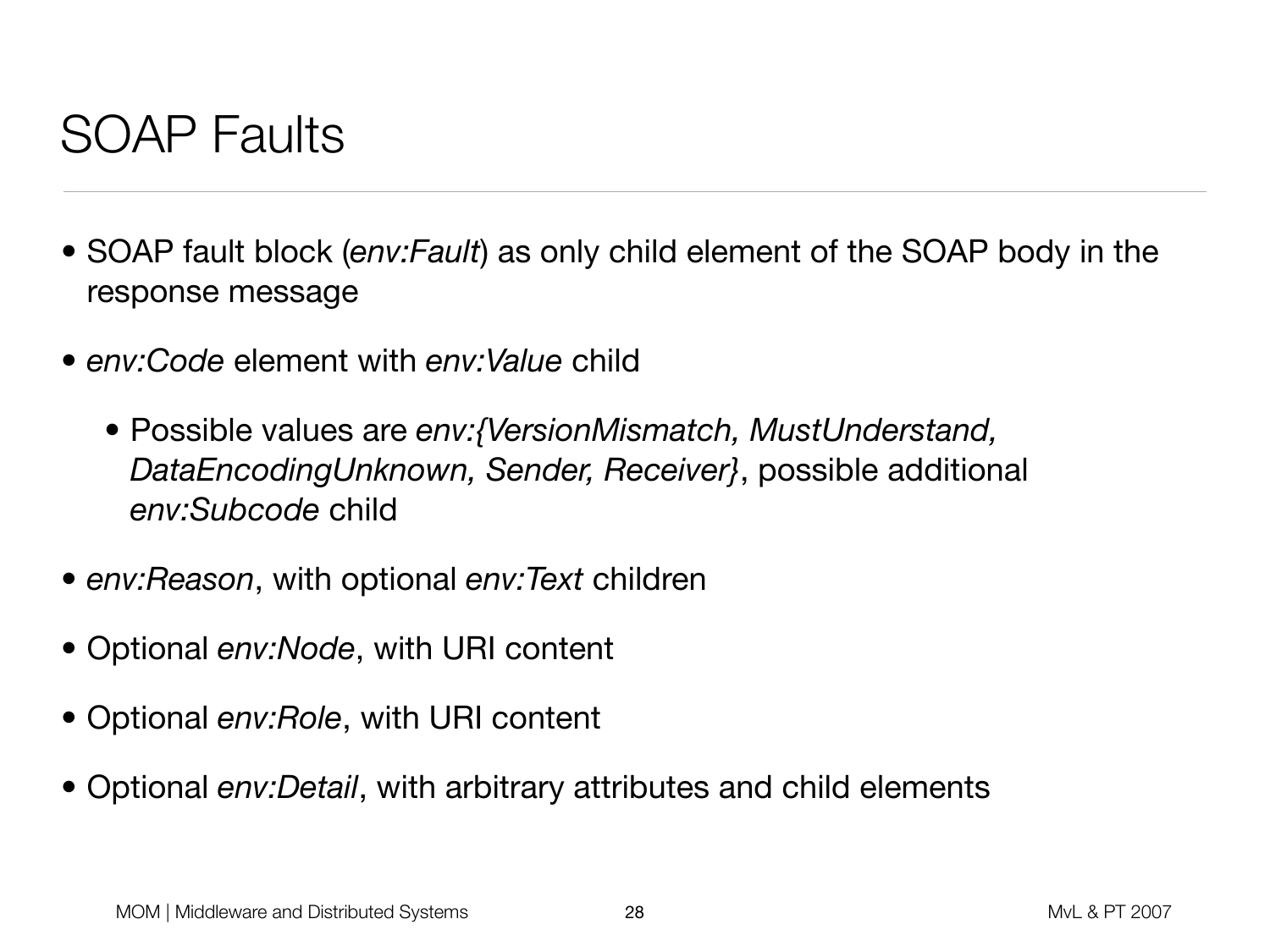# SOAP Faults

- SOAP fault block (*env:Fault*) as only child element of the SOAP body in the response message
- *env:Code* element with *env:Value* child
    - Possible values are *env:{VersionMismatch, MustUnderstand, DataEncodingUnknown, Sender, Receiver}*, possible additional *env:Subcode* child
- *env:Reason*, with optional *env:Text* children
- Optional *env:Node*, with URI content
- Optional *env:Role*, with URI content
- Optional *env:Detail*, with arbitrary attributes and child elements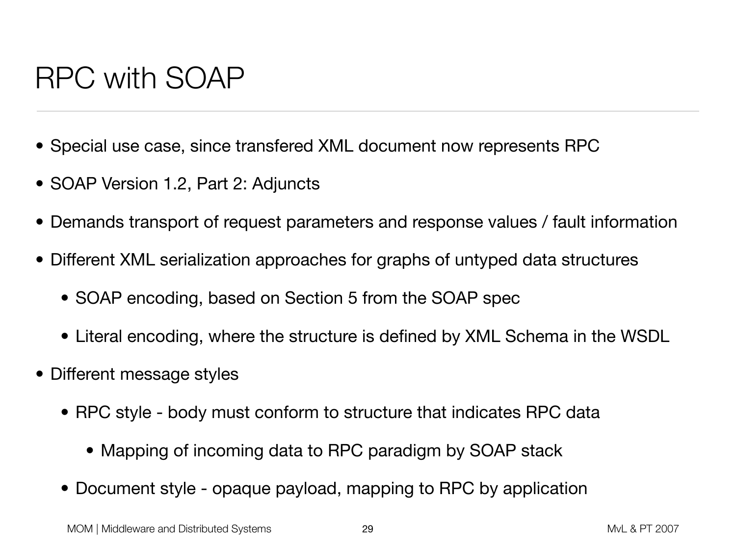# RPC with SOAP

- Special use case, since transfered XML document now represents RPC
- SOAP Version 1.2, Part 2: Adjuncts
- Demands transport of request parameters and response values / fault information
- Different XML serialization approaches for graphs of untyped data structures
  - SOAP encoding, based on Section 5 from the SOAP spec
  - Literal encoding, where the structure is defined by XML Schema in the WSDL
- Different message styles
  - RPC style - body must conform to structure that indicates RPC data
    - Mapping of incoming data to RPC paradigm by SOAP stack
  - Document style - opaque payload, mapping to RPC by application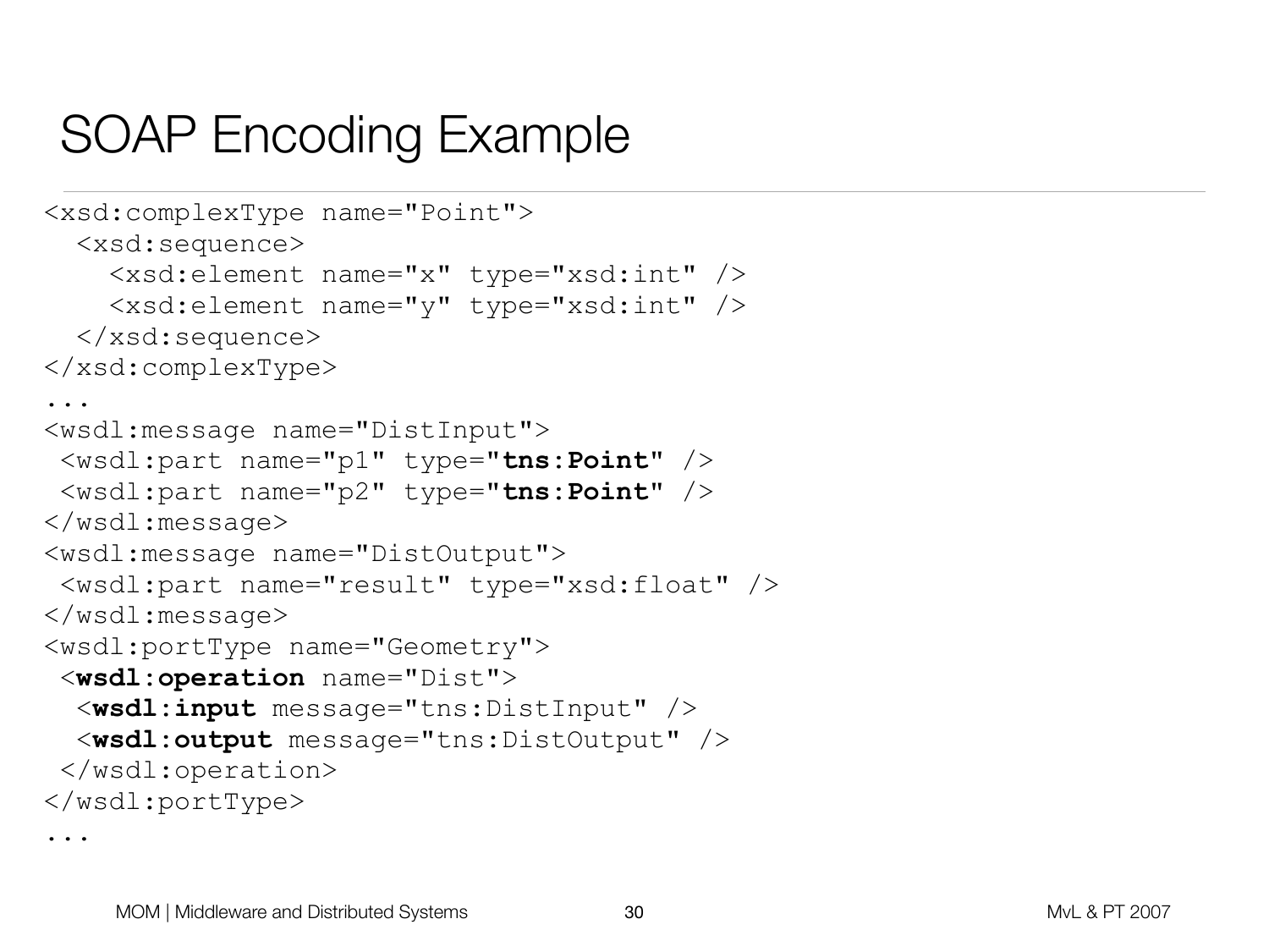# SOAP Encoding Example

```
<xsd:complexType name="Point">
  <xsd:sequence>
    <xsd:element name="x" type="xsd:int" />
    <xsd:element name="y" type="xsd:int" />
  </xsd:sequence>
</xsd:complexType>
...
<wsdl:message name="DistInput">
 <wsdl:part name="p1" type="tns:Point" />
 <wsdl:part name="p2" type="tns:Point" />
</wsdl:message>
<wsdl:message name="DistOutput">
 <wsdl:part name="result" type="xsd:float" />
</wsdl:message>
<wsdl:portType name="Geometry">
 <wsdl:operation name="Dist">
  <wsdl:input message="tns:DistInput" />
  <wsdl:output message="tns:DistOutput" />
 </wsdl:operation>
</wsdl:portType>
...
```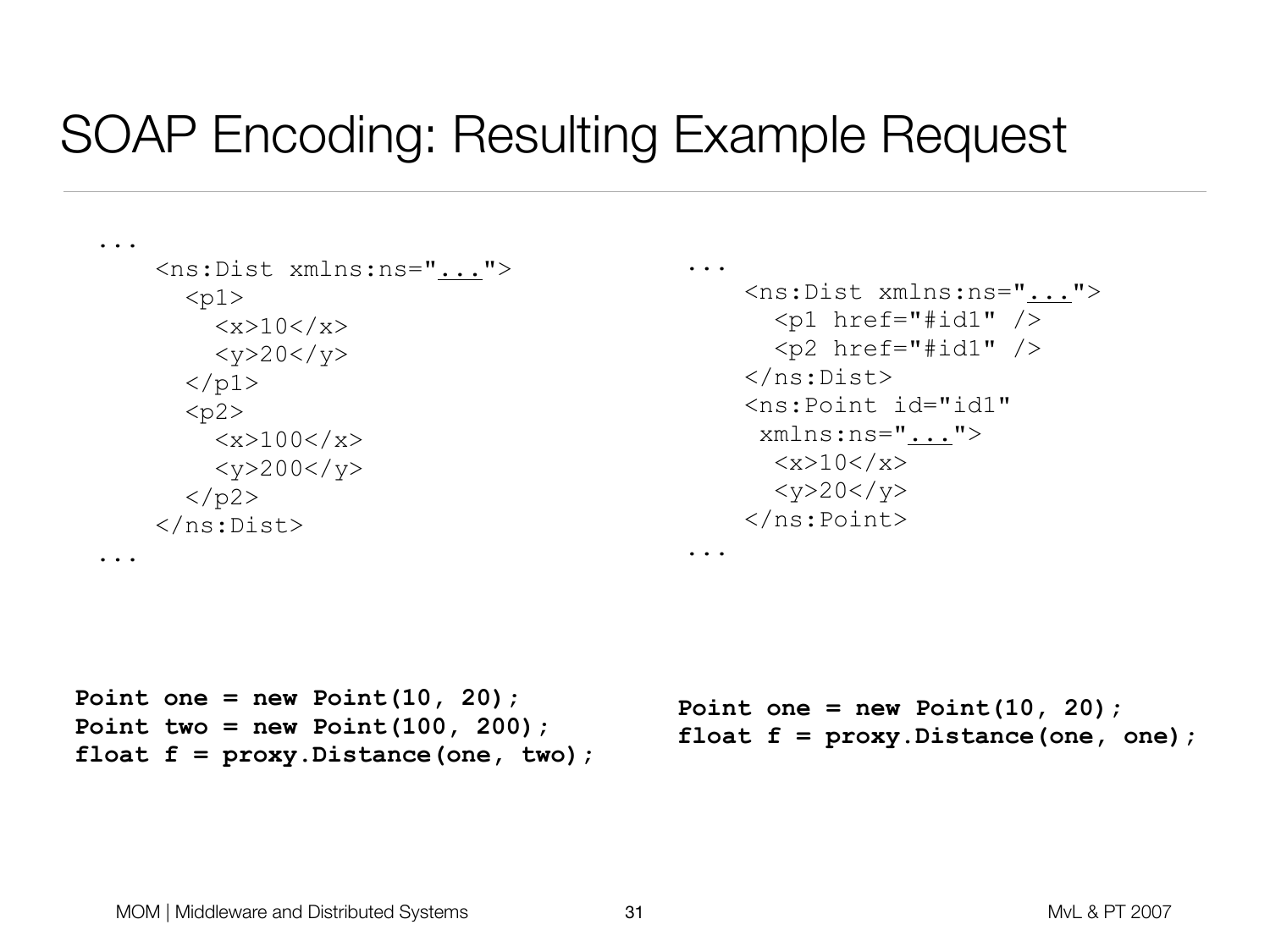# SOAP Encoding: Resulting Example Request

```
...
    <ns:Dist xmlns:ns="...">
      <p1>
        <x>10</x>
        <y>20</y>
      </p1>
      <p2>
        <x>100</x>
        <y>200</y>
      </p2>
    </ns:Dist>
...
```

```
Point one = new Point(10, 20);
Point two = new Point(100, 200);
float f = proxy.Distance(one, two);
```

```
...
    <ns:Dist xmlns:ns="...">
      <p1 href="#id1" />
      <p2 href="#id1" />
    </ns:Dist>
    <ns:Point id="id1"
     xmlns:ns="...">
      <x>10</x>
      <y>20</y>
    </ns:Point>
...
```

```
Point one = new Point(10, 20);
float f = proxy.Distance(one, one);
```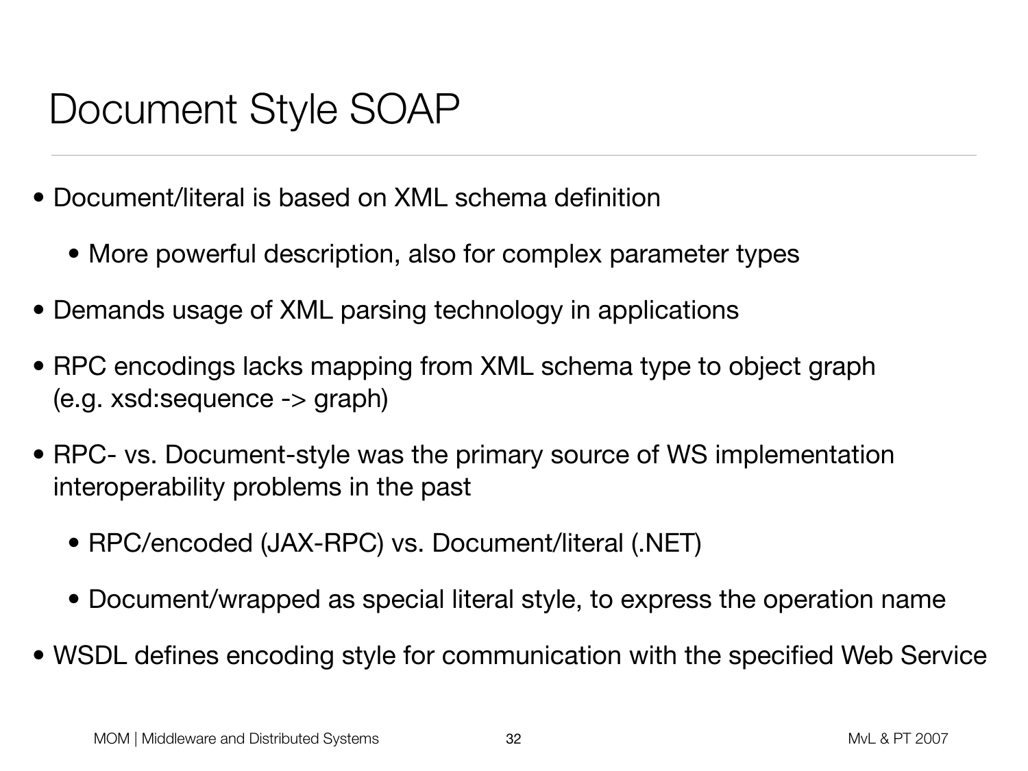# Document Style SOAP

- Document/literal is based on XML schema definition
  - More powerful description, also for complex parameter types
- Demands usage of XML parsing technology in applications
- RPC encodings lacks mapping from XML schema type to object graph (e.g. xsd:sequence -> graph)
- RPC- vs. Document-style was the primary source of WS implementation interoperability problems in the past
  - RPC/encoded (JAX-RPC) vs. Document/literal (.NET)
  - Document/wrapped as special literal style, to express the operation name
- WSDL defines encoding style for communication with the specified Web Service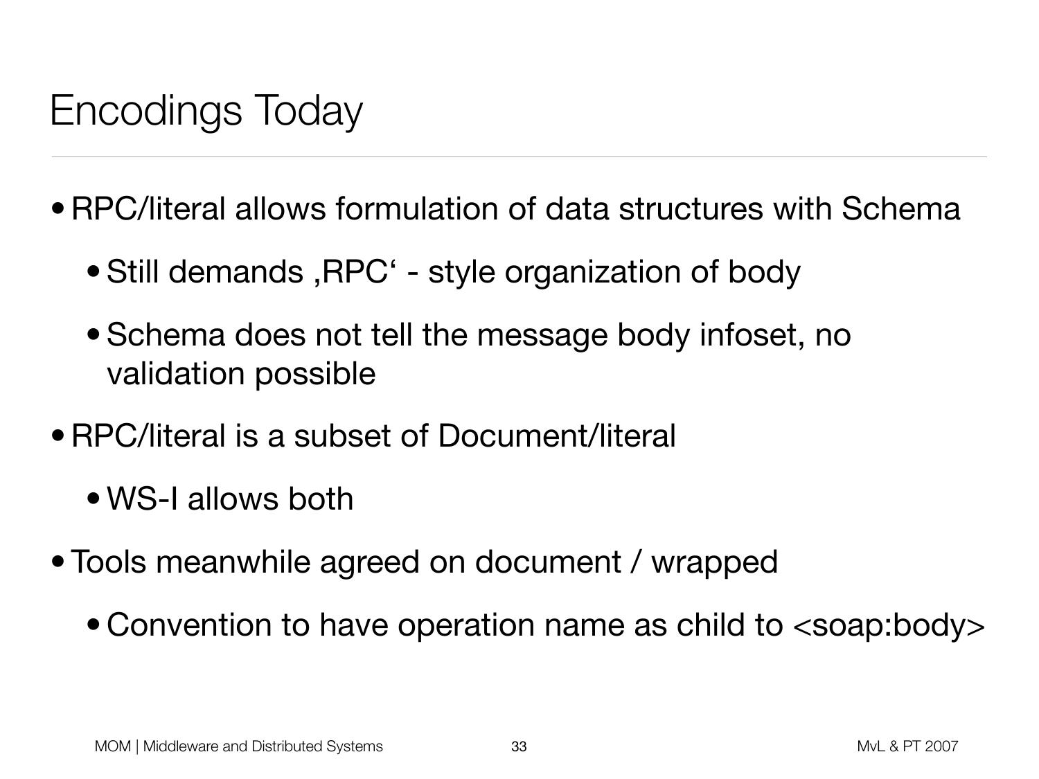# Encodings Today

- RPC/literal allows formulation of data structures with Schema
  - Still demands ‚RPC‘ - style organization of body
  - Schema does not tell the message body infoset, no validation possible
- RPC/literal is a subset of Document/literal
  - WS-I allows both
- Tools meanwhile agreed on document / wrapped
  - Convention to have operation name as child to <soap:body>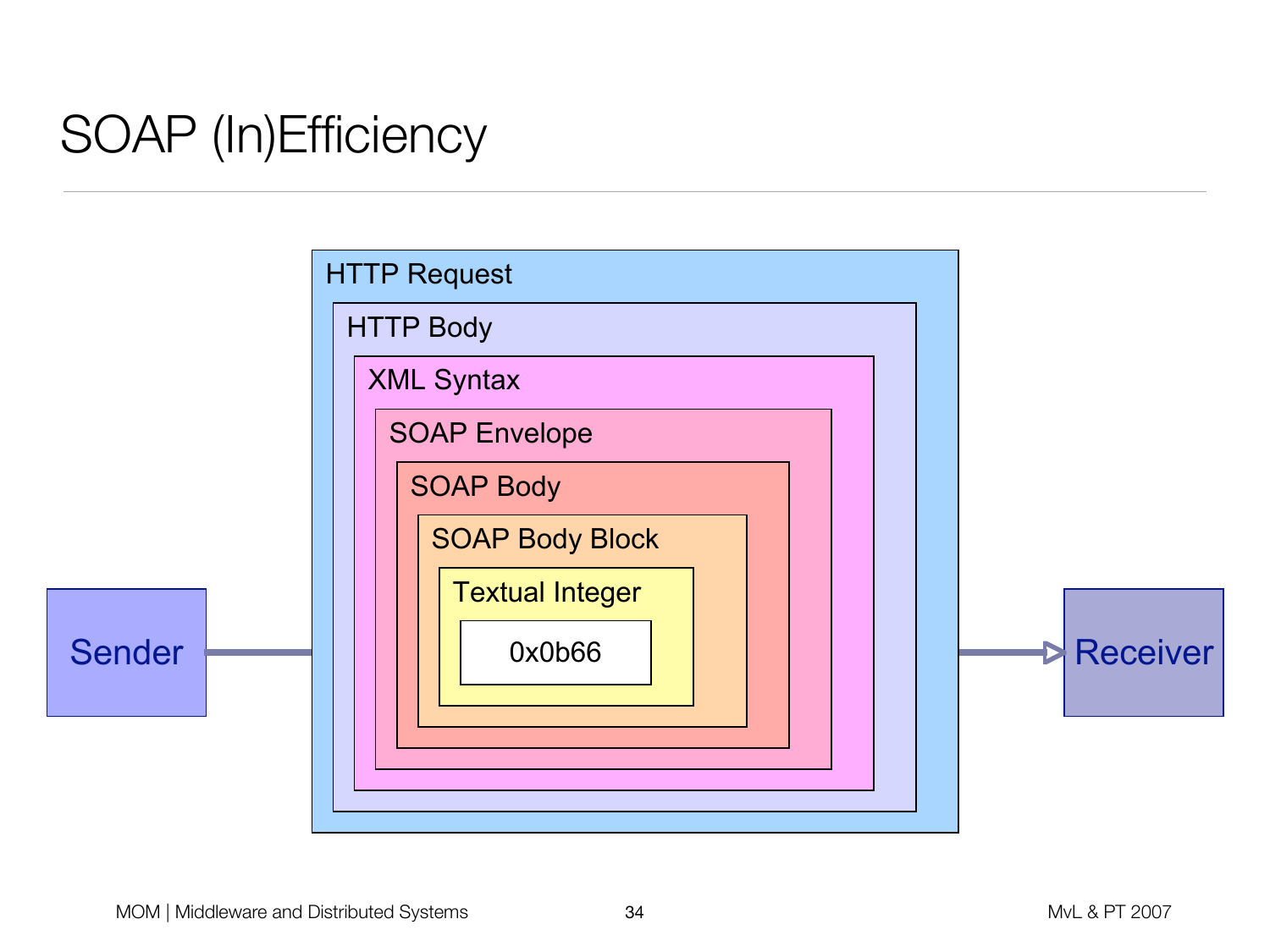# SOAP (In)Efficiency

Sender → Receiver

- HTTP Request
  - HTTP Body
    - XML Syntax
      - SOAP Envelope
        - SOAP Body
          - SOAP Body Block
            - Textual Integer
              - 0x0b66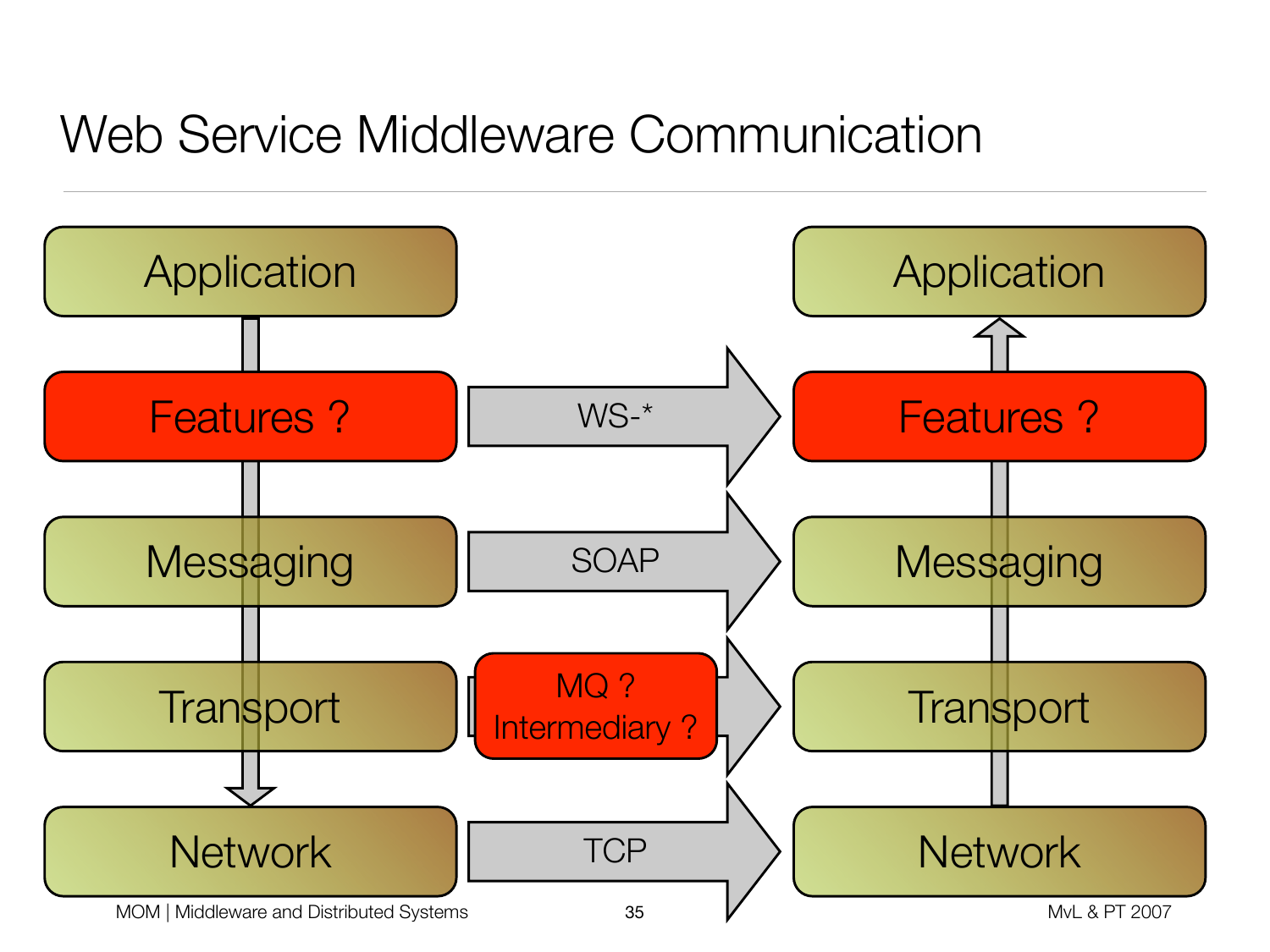# Web Service Middleware Communication

| Sender | Protocol | Receiver |
|---|---|---|
| Application | | Application |
| Features ? | WS-* | Features ? |
| Messaging | SOAP | Messaging |
| Transport | MQ ? Intermediary ? | Transport |
| Network | TCP | Network |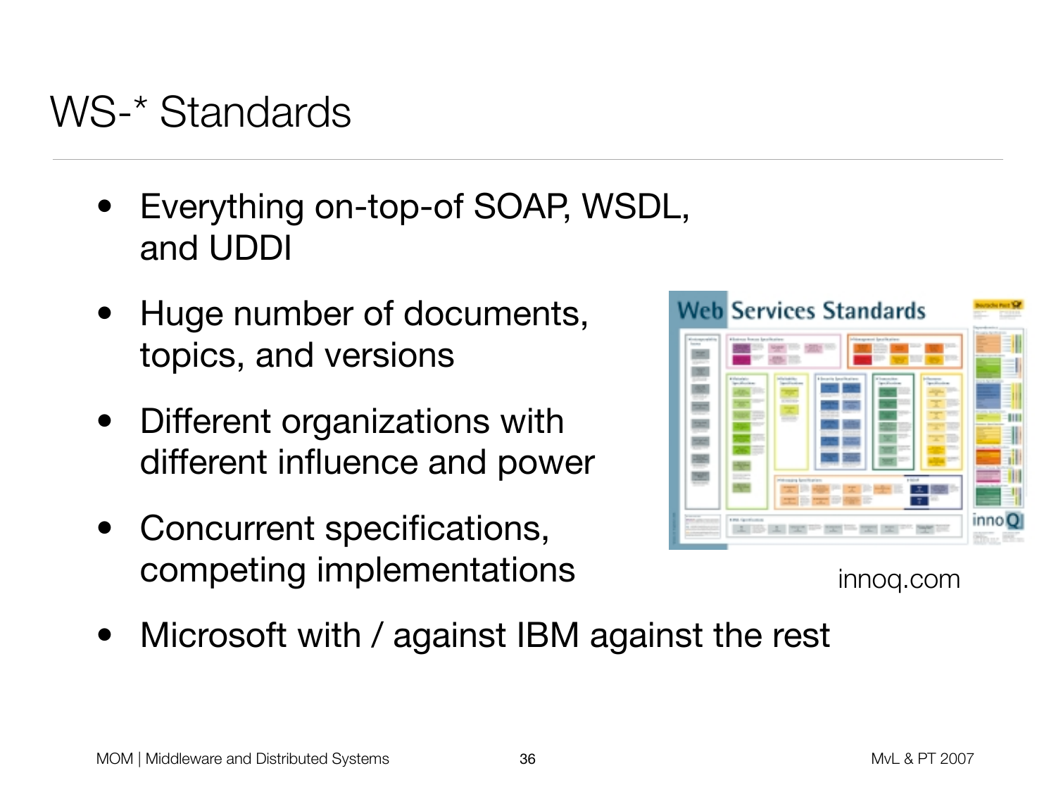# WS-* Standards

- Everything on-top-of SOAP, WSDL, and UDDI
- Huge number of documents, topics, and versions
- Different organizations with different influence and power
- Concurrent specifications, competing implementations
- Microsoft with / against IBM against the rest

innoq.com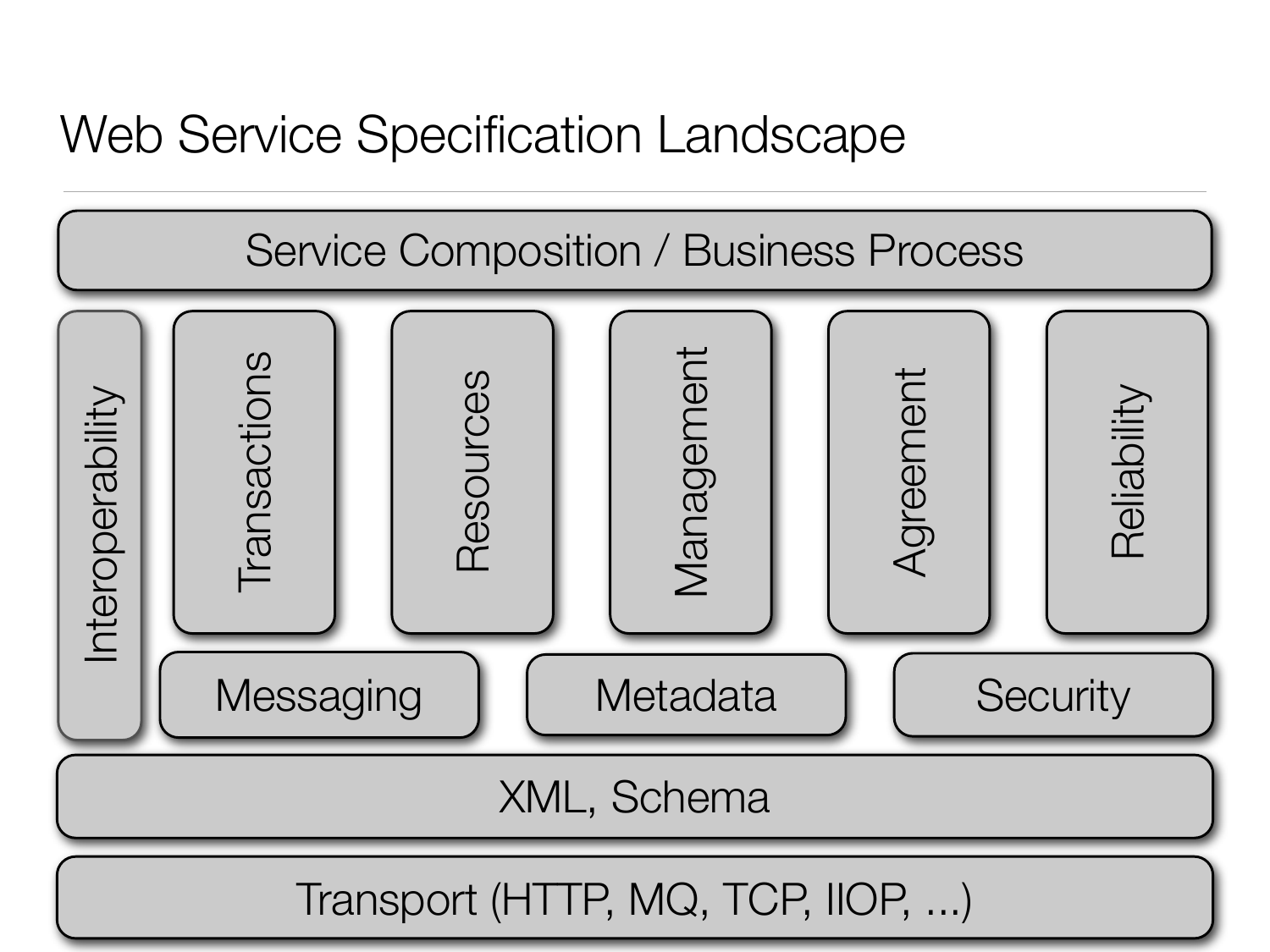# Web Service Specification Landscape

Service Composition / Business Process

Interoperability

Transactions

Resources

Management

Agreement

Reliability

Messaging

Metadata

Security

XML, Schema

Transport (HTTP, MQ, TCP, IIOP, ...)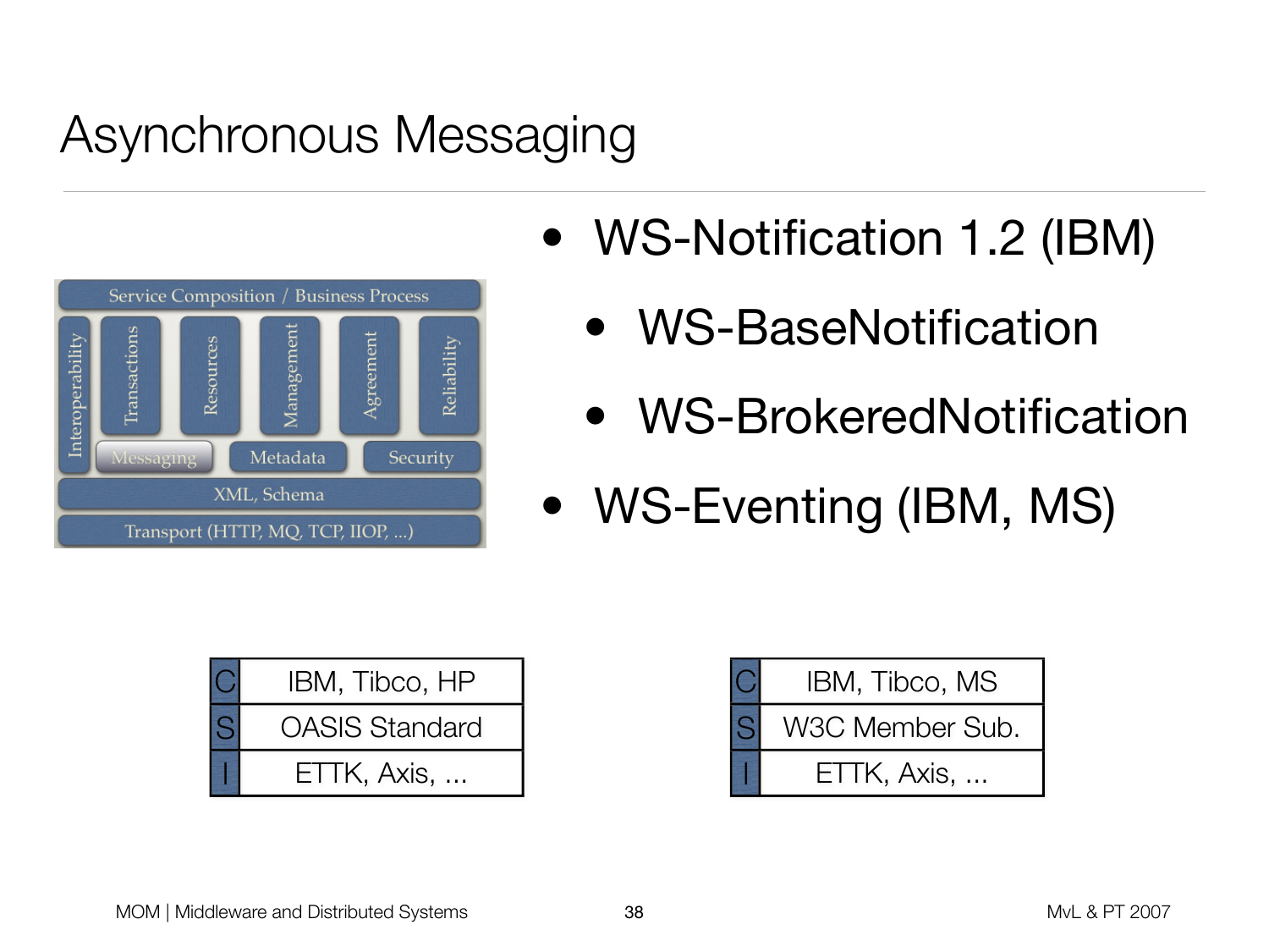# Asynchronous Messaging

Service Composition / Business Process

Interoperability | Transactions | Resources | Management | Agreement | Reliability

Messaging | Metadata | Security

XML, Schema

Transport (HTTP, MQ, TCP, IIOP, ...)

- WS-Notification 1.2 (IBM)
  - WS-BaseNotification
  - WS-BrokeredNotification
- WS-Eventing (IBM, MS)

| | |
|---|---|
| C | IBM, Tibco, HP |
| S | OASIS Standard |
| I | ETTK, Axis, ... |

| | |
|---|---|
| C | IBM, Tibco, MS |
| S | W3C Member Sub. |
| I | ETTK, Axis, ... |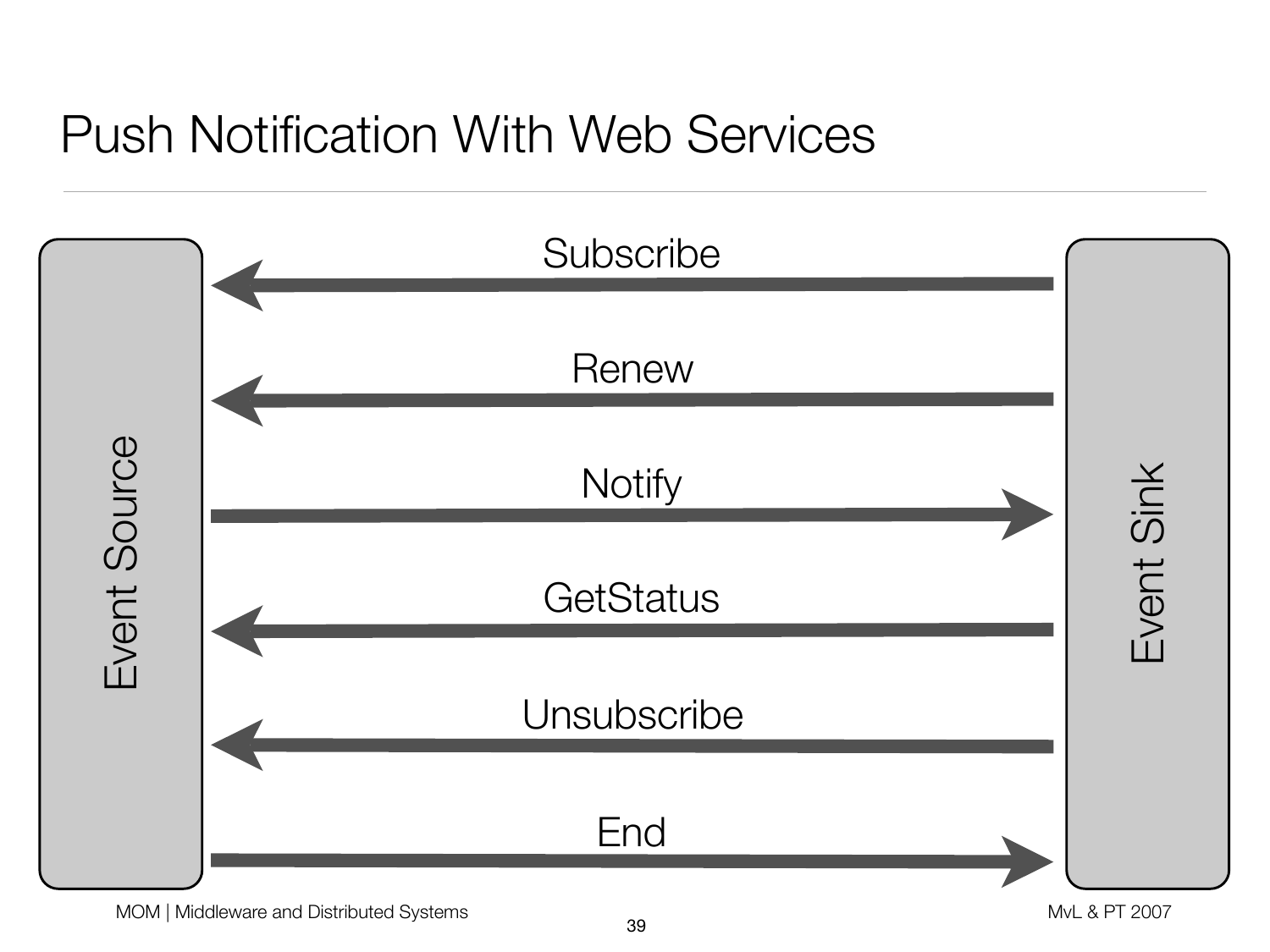# Push Notification With Web Services

Event Source

Event Sink

Subscribe

Renew

Notify

GetStatus

Unsubscribe

End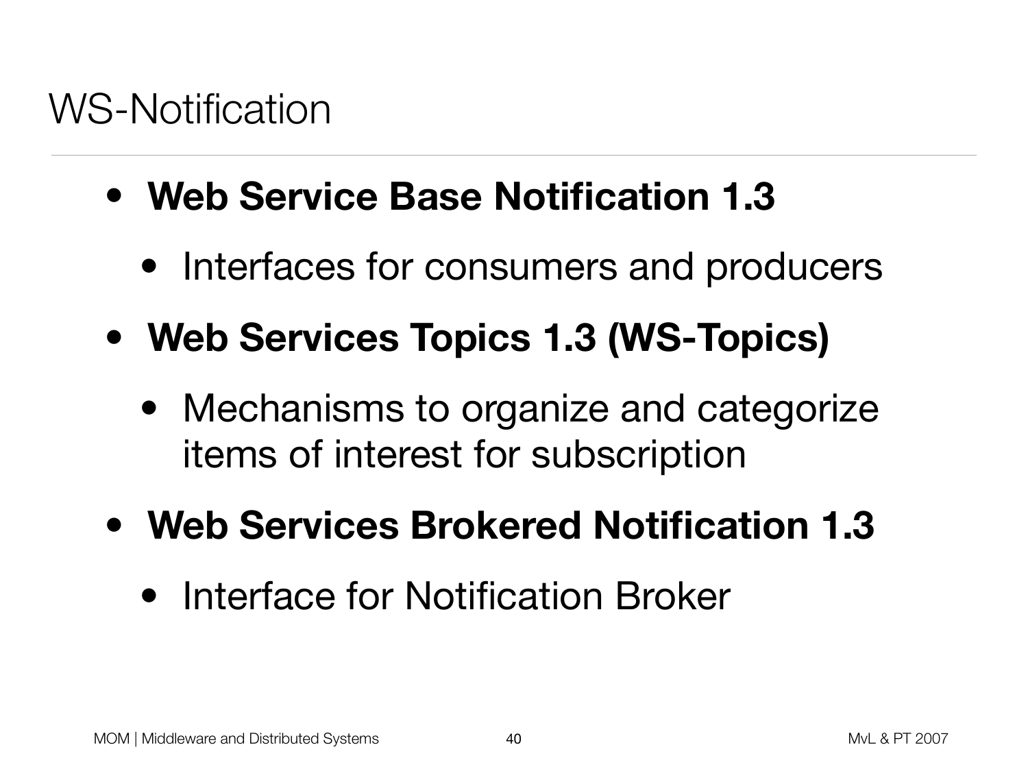# WS-Notification

- **Web Service Base Notification 1.3**
  - Interfaces for consumers and producers
- **Web Services Topics 1.3 (WS-Topics)**
  - Mechanisms to organize and categorize items of interest for subscription
- **Web Services Brokered Notification 1.3**
  - Interface for Notification Broker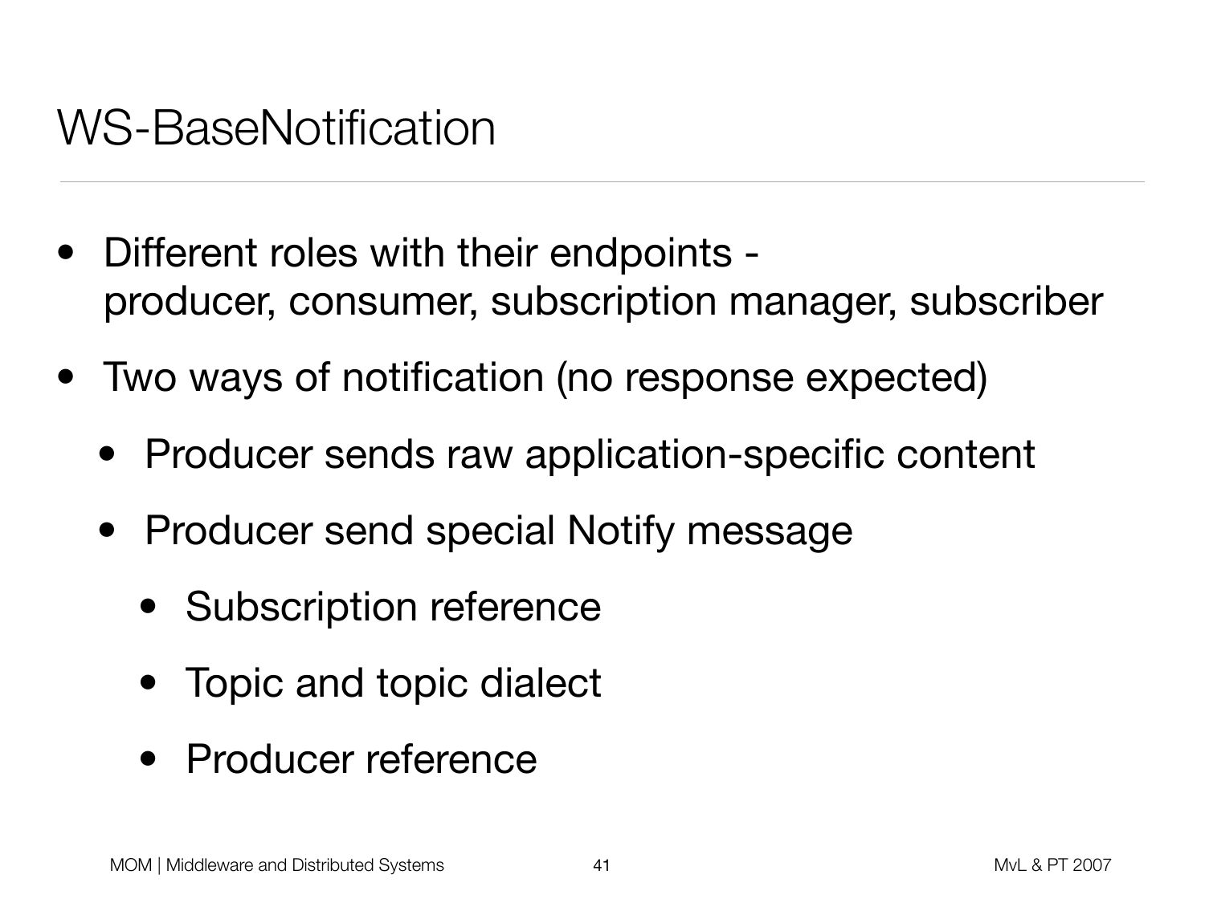# WS-BaseNotification

- Different roles with their endpoints - producer, consumer, subscription manager, subscriber
- Two ways of notification (no response expected)
  - Producer sends raw application-specific content
  - Producer send special Notify message
    - Subscription reference
    - Topic and topic dialect
    - Producer reference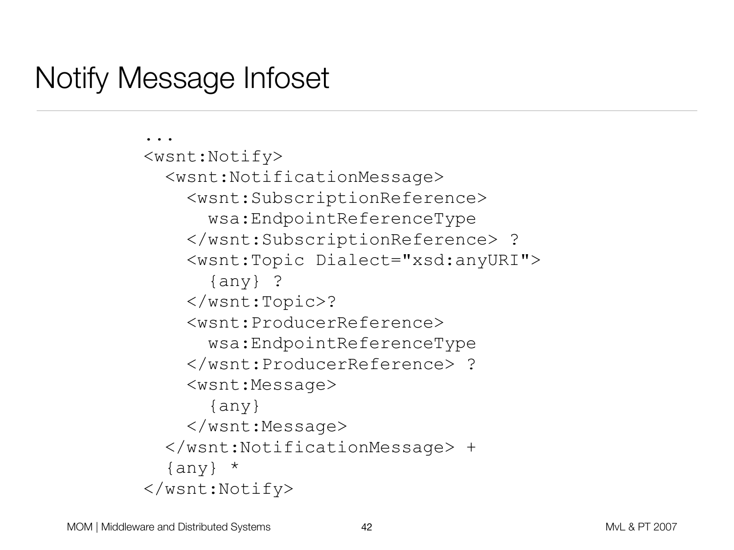# Notify Message Infoset

```
...
<wsnt:Notify>
  <wsnt:NotificationMessage>
    <wsnt:SubscriptionReference>
      wsa:EndpointReferenceType
    </wsnt:SubscriptionReference> ?
    <wsnt:Topic Dialect="xsd:anyURI">
      {any} ?
    </wsnt:Topic>?
    <wsnt:ProducerReference>
      wsa:EndpointReferenceType
    </wsnt:ProducerReference> ?
    <wsnt:Message>
      {any}
    </wsnt:Message>
  </wsnt:NotificationMessage> +
  {any} *
</wsnt:Notify>
```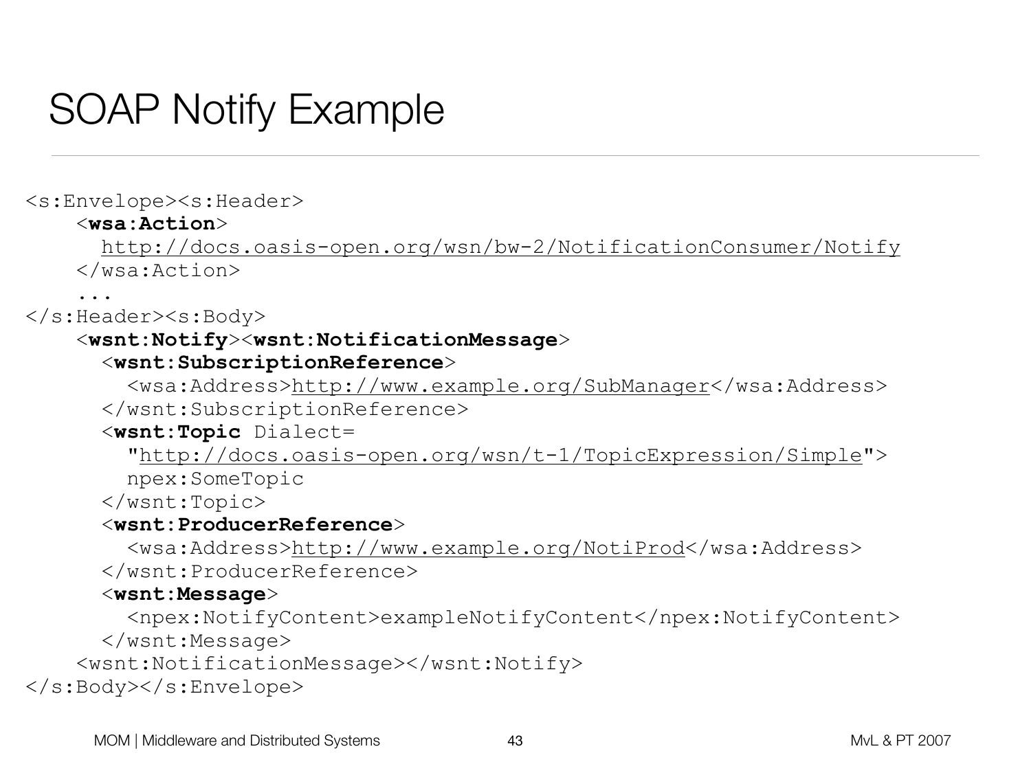# SOAP Notify Example

```
<s:Envelope><s:Header>
    <wsa:Action>
      http://docs.oasis-open.org/wsn/bw-2/NotificationConsumer/Notify
    </wsa:Action>
    ...
</s:Header><s:Body>
    <wsnt:Notify><wsnt:NotificationMessage>
      <wsnt:SubscriptionReference>
        <wsa:Address>http://www.example.org/SubManager</wsa:Address>
      </wsnt:SubscriptionReference>
      <wsnt:Topic Dialect=
        "http://docs.oasis-open.org/wsn/t-1/TopicExpression/Simple">
        npex:SomeTopic
      </wsnt:Topic>
      <wsnt:ProducerReference>
        <wsa:Address>http://www.example.org/NotiProd</wsa:Address>
      </wsnt:ProducerReference>
      <wsnt:Message>
        <npex:NotifyContent>exampleNotifyContent</npex:NotifyContent>
      </wsnt:Message>
    <wsnt:NotificationMessage></wsnt:Notify>
</s:Body></s:Envelope>
```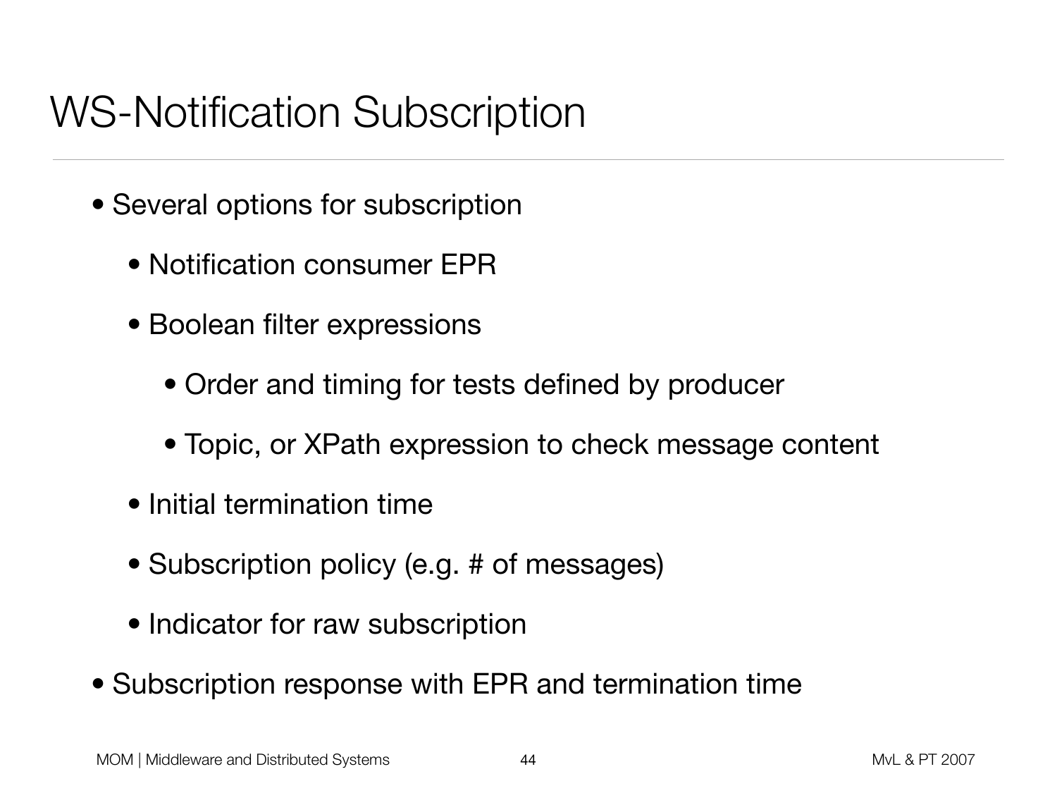# WS-Notification Subscription

- Several options for subscription
  - Notification consumer EPR
  - Boolean filter expressions
    - Order and timing for tests defined by producer
    - Topic, or XPath expression to check message content
  - Initial termination time
  - Subscription policy (e.g. # of messages)
  - Indicator for raw subscription
- Subscription response with EPR and termination time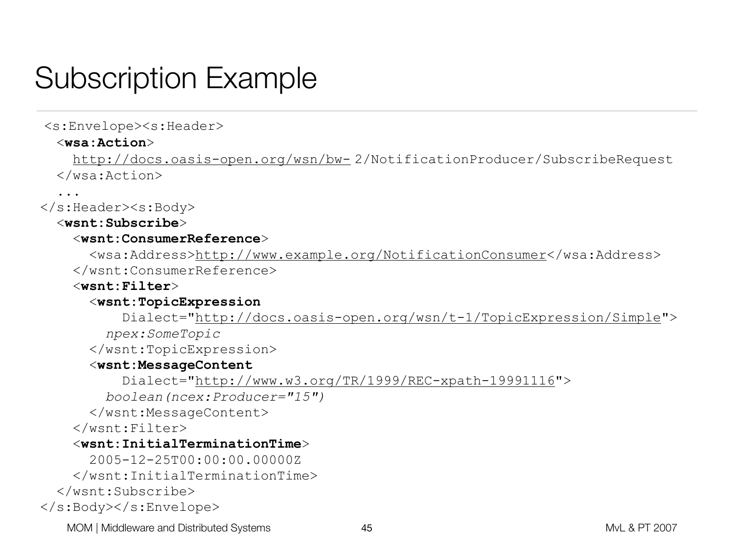# Subscription Example

```
<s:Envelope><s:Header>
  <wsa:Action>
    http://docs.oasis-open.org/wsn/bw- 2/NotificationProducer/SubscribeRequest
  </wsa:Action>
  ...
</s:Header><s:Body>
  <wsnt:Subscribe>
    <wsnt:ConsumerReference>
      <wsa:Address>http://www.example.org/NotificationConsumer</wsa:Address>
    </wsnt:ConsumerReference>
    <wsnt:Filter>
      <wsnt:TopicExpression
          Dialect="http://docs.oasis-open.org/wsn/t-1/TopicExpression/Simple">
        npex:SomeTopic
      </wsnt:TopicExpression>
      <wsnt:MessageContent
          Dialect="http://www.w3.org/TR/1999/REC-xpath-19991116">
        boolean(ncex:Producer="15")
      </wsnt:MessageContent>
    </wsnt:Filter>
    <wsnt:InitialTerminationTime>
      2005-12-25T00:00:00.00000Z
    </wsnt:InitialTerminationTime>
  </wsnt:Subscribe>
</s:Body></s:Envelope>
```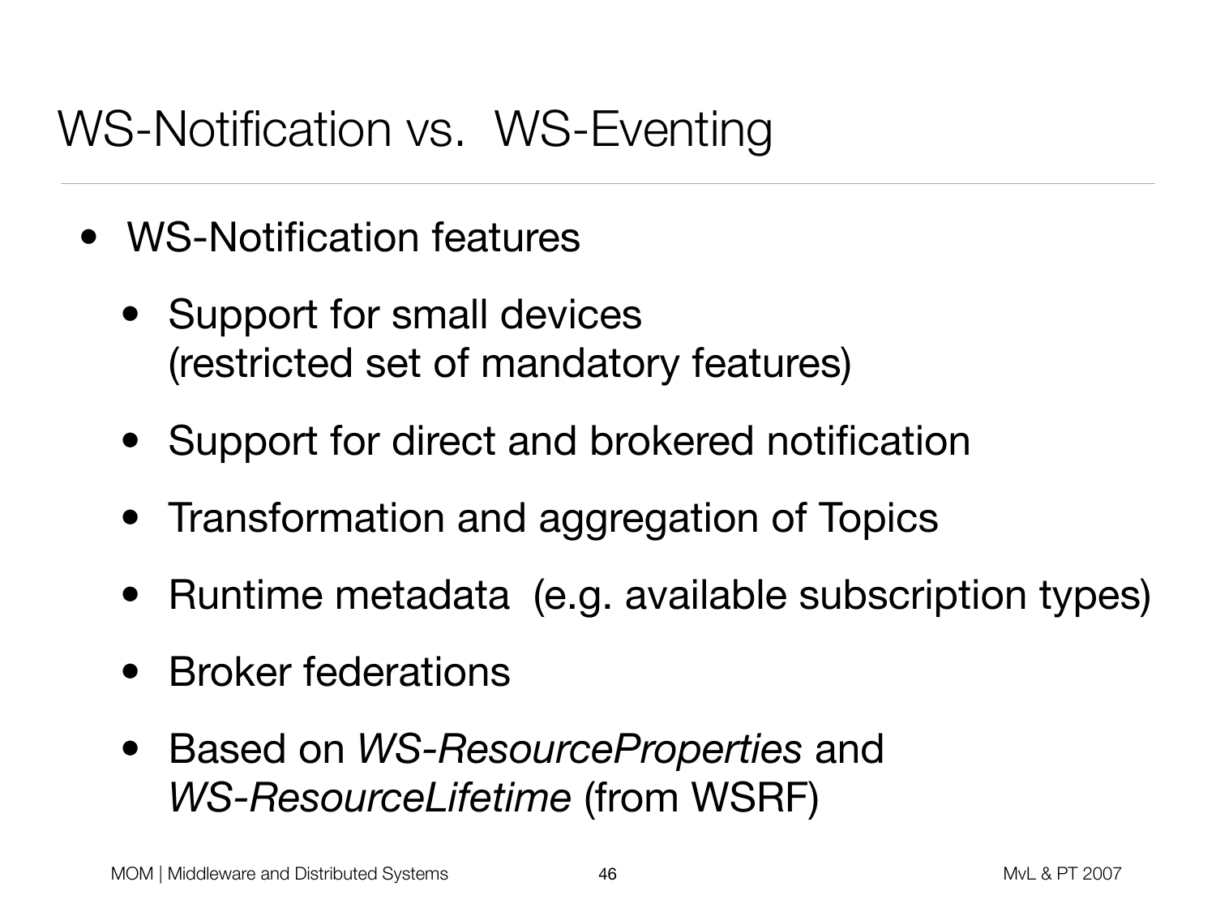# WS-Notification vs. WS-Eventing

- WS-Notification features
  - Support for small devices (restricted set of mandatory features)
  - Support for direct and brokered notification
  - Transformation and aggregation of Topics
  - Runtime metadata (e.g. available subscription types)
  - Broker federations
  - Based on *WS-ResourceProperties* and *WS-ResourceLifetime* (from WSRF)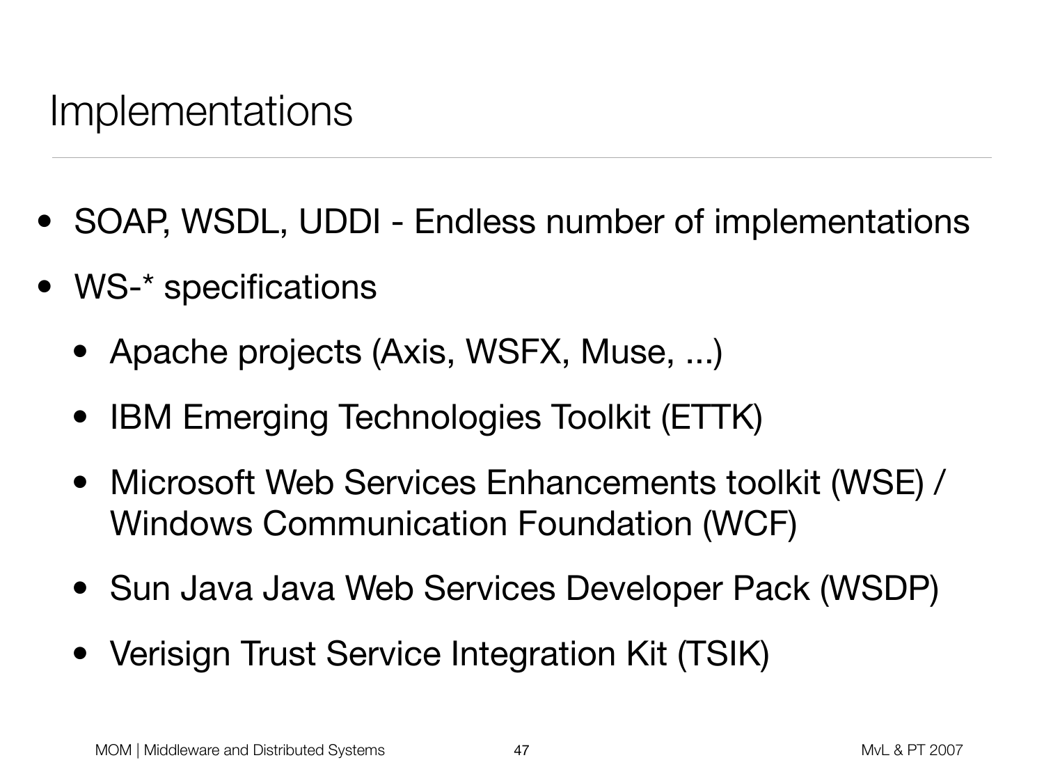# Implementations

- SOAP, WSDL, UDDI - Endless number of implementations
- WS-* specifications
  - Apache projects (Axis, WSFX, Muse, ...)
  - IBM Emerging Technologies Toolkit (ETTK)
  - Microsoft Web Services Enhancements toolkit (WSE) / Windows Communication Foundation (WCF)
  - Sun Java Java Web Services Developer Pack (WSDP)
  - Verisign Trust Service Integration Kit (TSIK)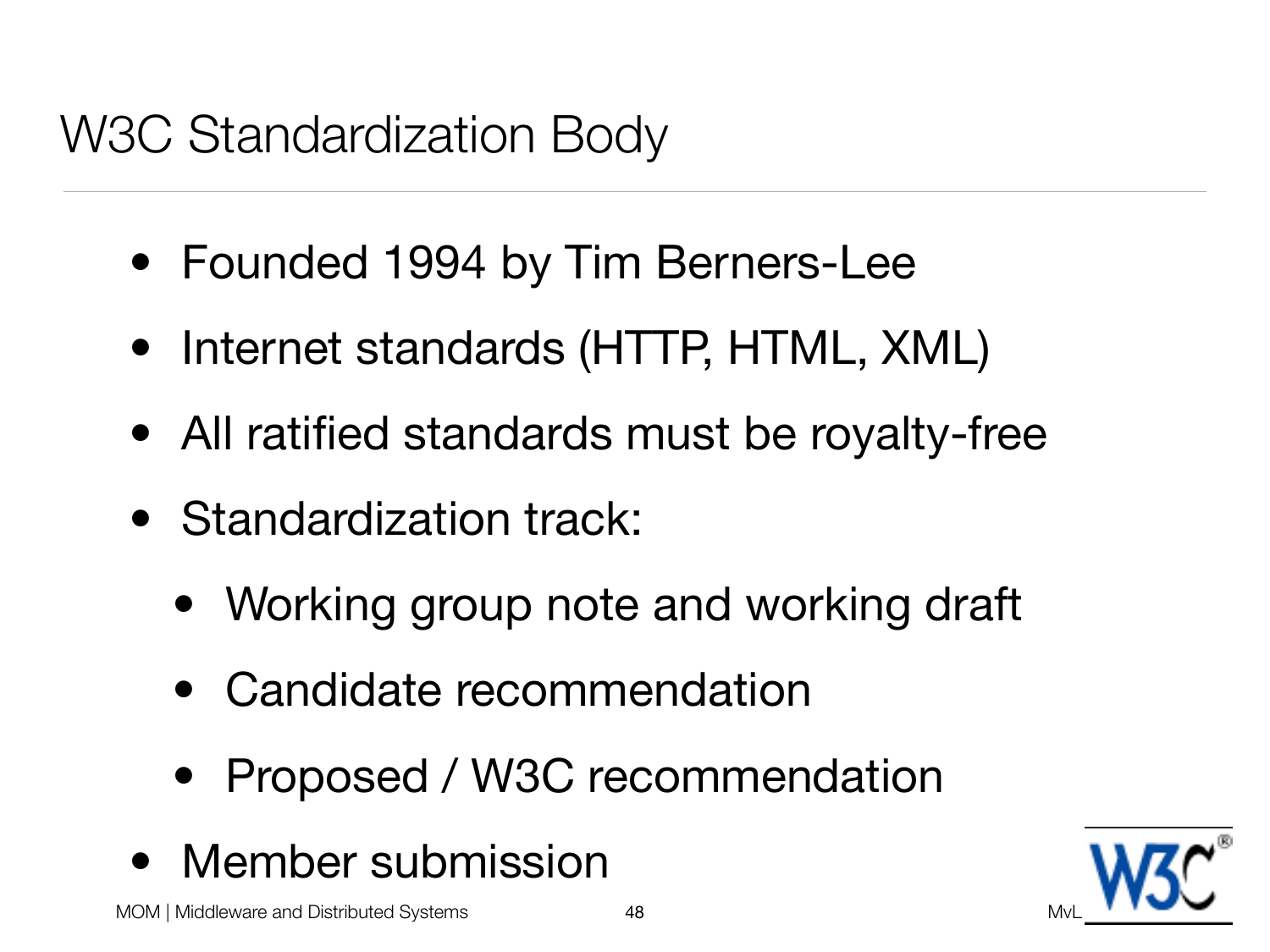# W3C Standardization Body

- Founded 1994 by Tim Berners-Lee
- Internet standards (HTTP, HTML, XML)
- All ratified standards must be royalty-free
- Standardization track:
  - Working group note and working draft
  - Candidate recommendation
  - Proposed / W3C recommendation
- Member submission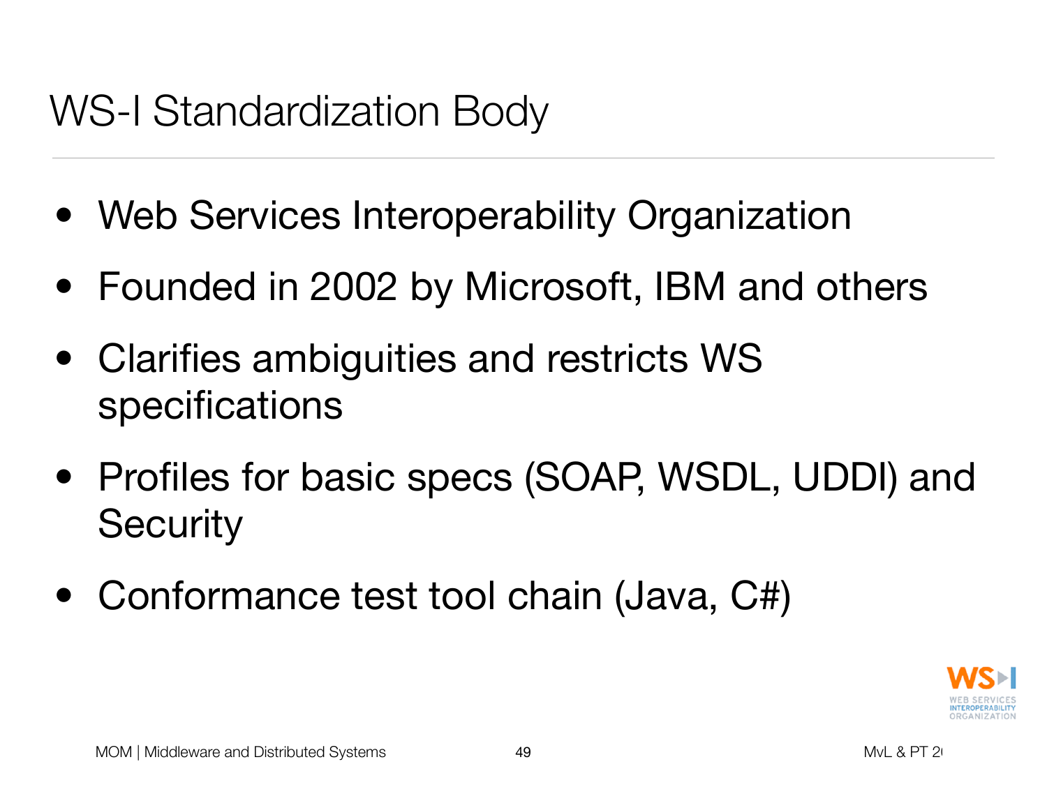# WS-I Standardization Body

- Web Services Interoperability Organization
- Founded in 2002 by Microsoft, IBM and others
- Clarifies ambiguities and restricts WS specifications
- Profiles for basic specs (SOAP, WSDL, UDDI) and Security
- Conformance test tool chain (Java, C#)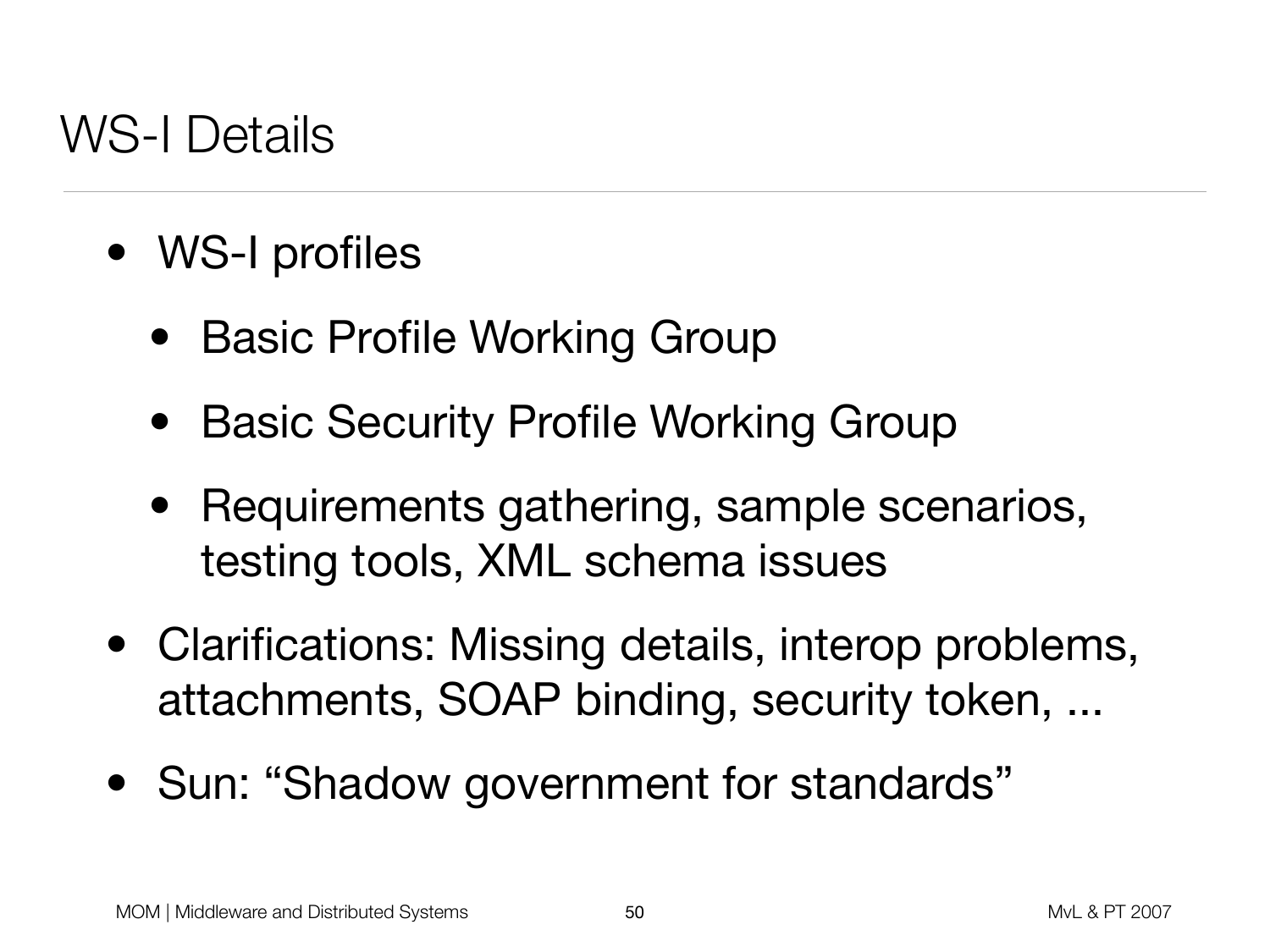# WS-I Details

- WS-I profiles
  - Basic Profile Working Group
  - Basic Security Profile Working Group
  - Requirements gathering, sample scenarios, testing tools, XML schema issues
- Clarifications: Missing details, interop problems, attachments, SOAP binding, security token, ...
- Sun: “Shadow government for standards”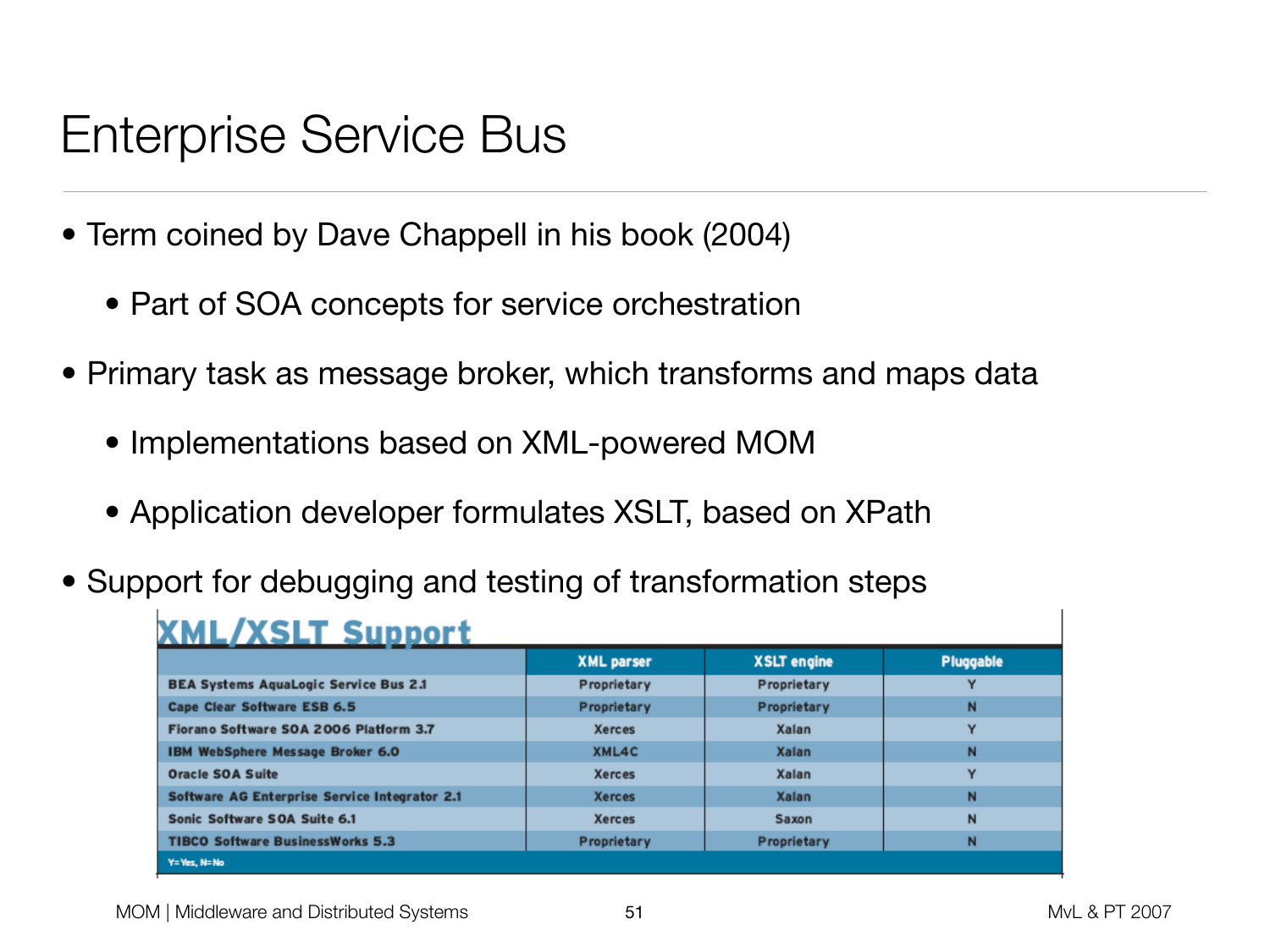# Enterprise Service Bus

- Term coined by Dave Chappell in his book (2004)
  - Part of SOA concepts for service orchestration
- Primary task as message broker, which transforms and maps data
  - Implementations based on XML-powered MOM
  - Application developer formulates XSLT, based on XPath
- Support for debugging and testing of transformation steps

**XML/XSLT Support**

| | XML parser | XSLT engine | Pluggable |
|---|---|---|---|
| BEA Systems AquaLogic Service Bus 2.1 | Proprietary | Proprietary | Y |
| Cape Clear Software ESB 6.5 | Proprietary | Proprietary | N |
| Fiorano Software SOA 2006 Platform 3.7 | Xerces | Xalan | Y |
| IBM WebSphere Message Broker 6.0 | XML4C | Xalan | N |
| Oracle SOA Suite | Xerces | Xalan | Y |
| Software AG Enterprise Service Integrator 2.1 | Xerces | Xalan | N |
| Sonic Software SOA Suite 6.1 | Xerces | Saxon | N |
| TIBCO Software BusinessWorks 5.3 | Proprietary | Proprietary | N |

Y=Yes, N=No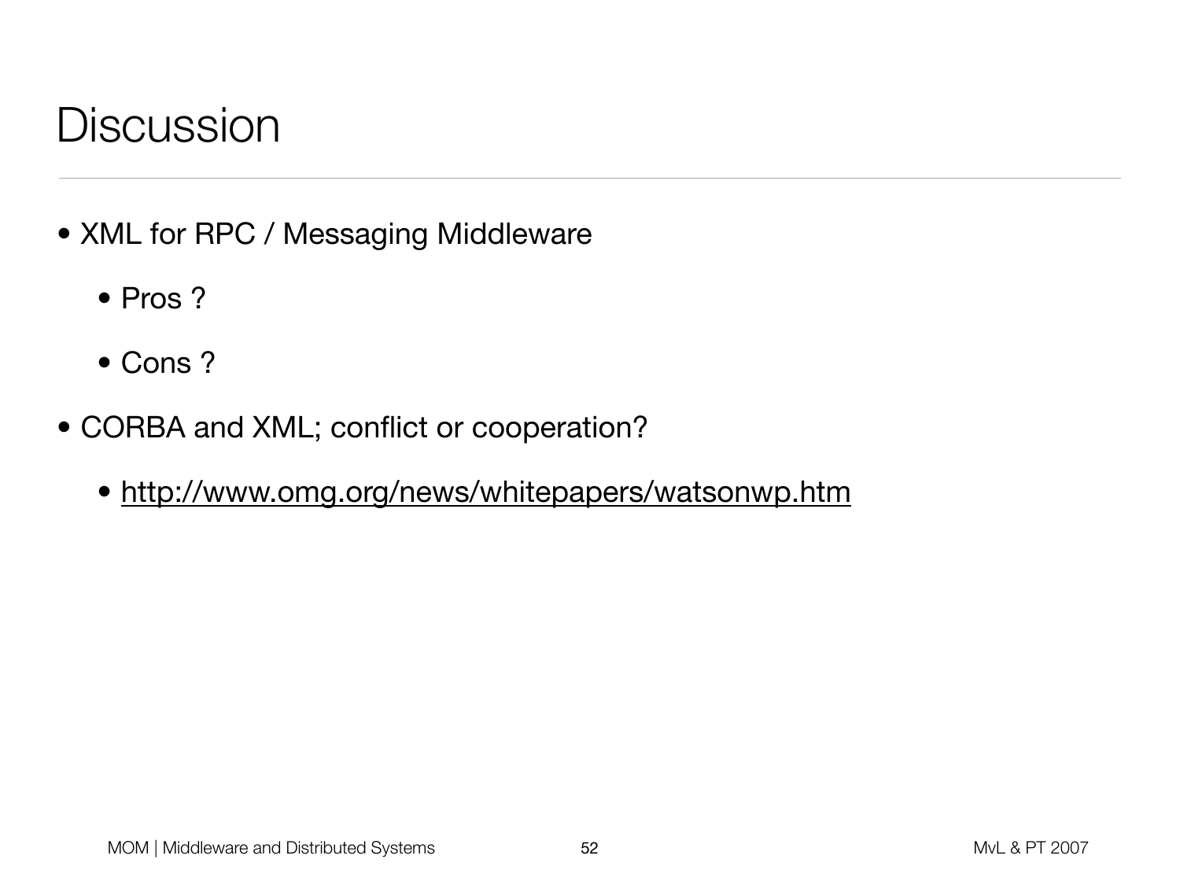# Discussion

- XML for RPC / Messaging Middleware
  - Pros ?
  - Cons ?
- CORBA and XML; conflict or cooperation?
  - http://www.omg.org/news/whitepapers/watsonwp.htm